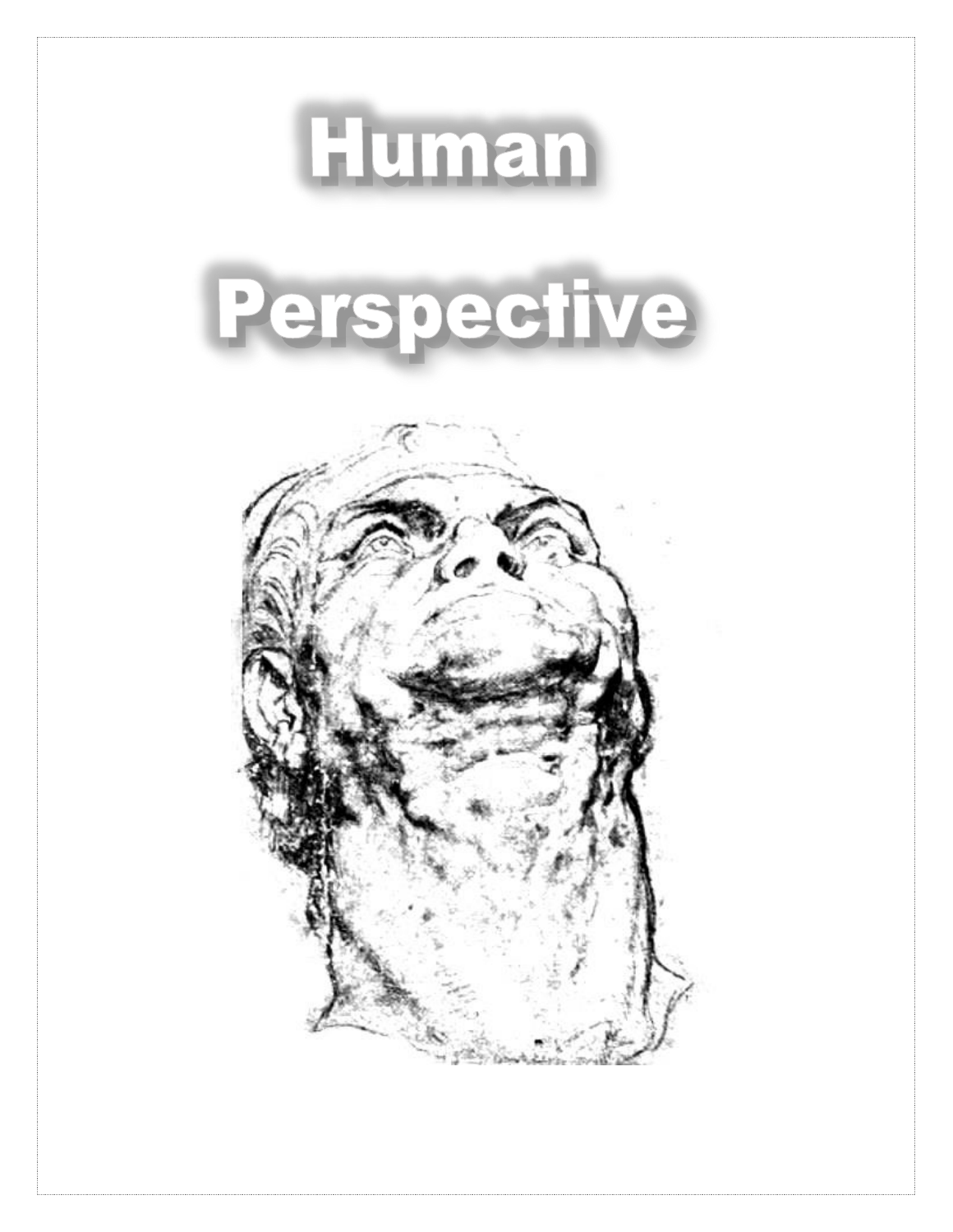# Human

# Perspective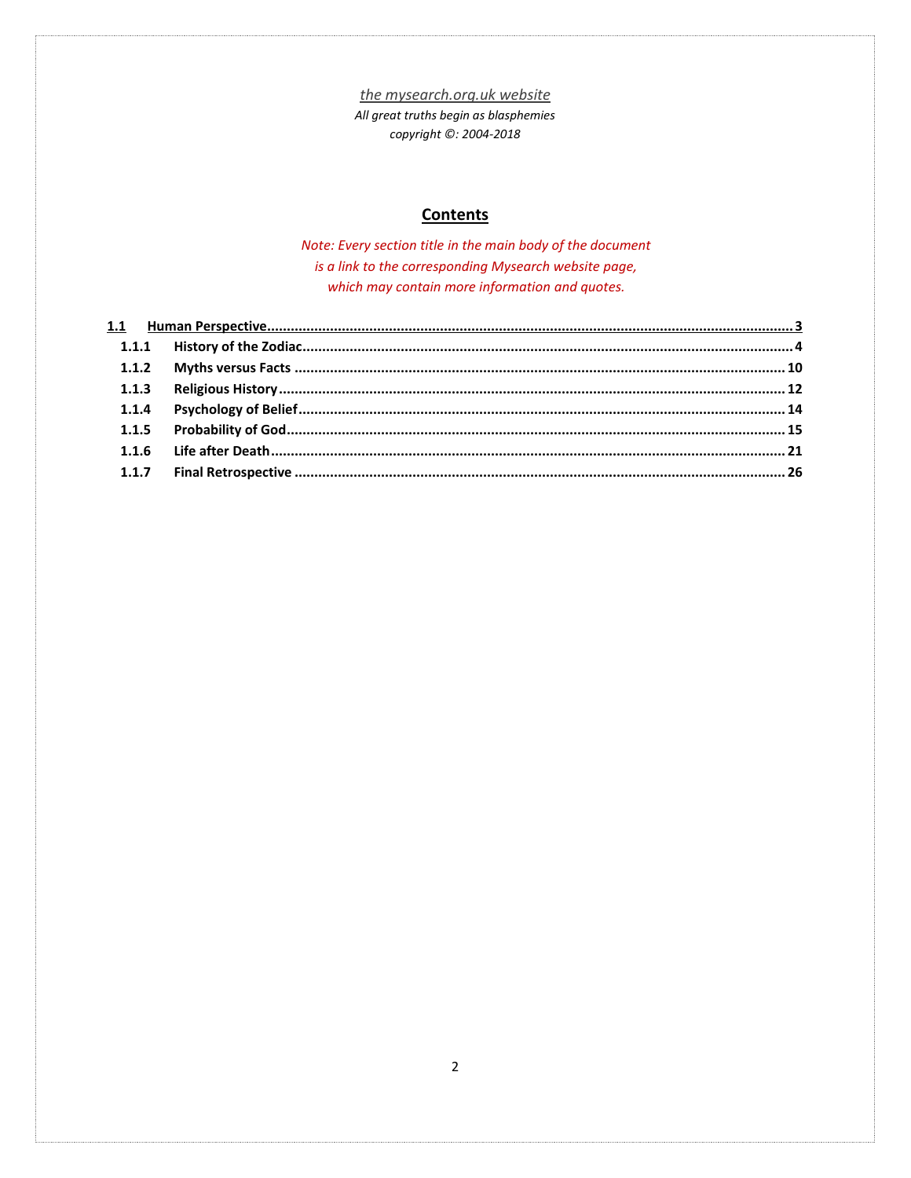*the mysearch.org.uk website*

*All great truths begin as blasphemies*

*copyright ©: 2004-2018*

## Contents

*Note: Every section title in the main body of the document is a link to the corresponding Mysearch website page, which may contain more information and quotes.*

**1.1 Human Perspective** .......... **3**

- **1.1.1 History of the Zodiac** .......... **4**
- **1.1.2 Myths versus Facts** .......... **10**
- **1.1.3 Religious History** .......... **12**
- **1.1.4 Psychology of Belief** .......... **14**
- **1.1.5 Probability of God** .......... **15**
- **1.1.6 Life after Death** .......... **21**
- **1.1.7 Final Retrospective** .......... **26**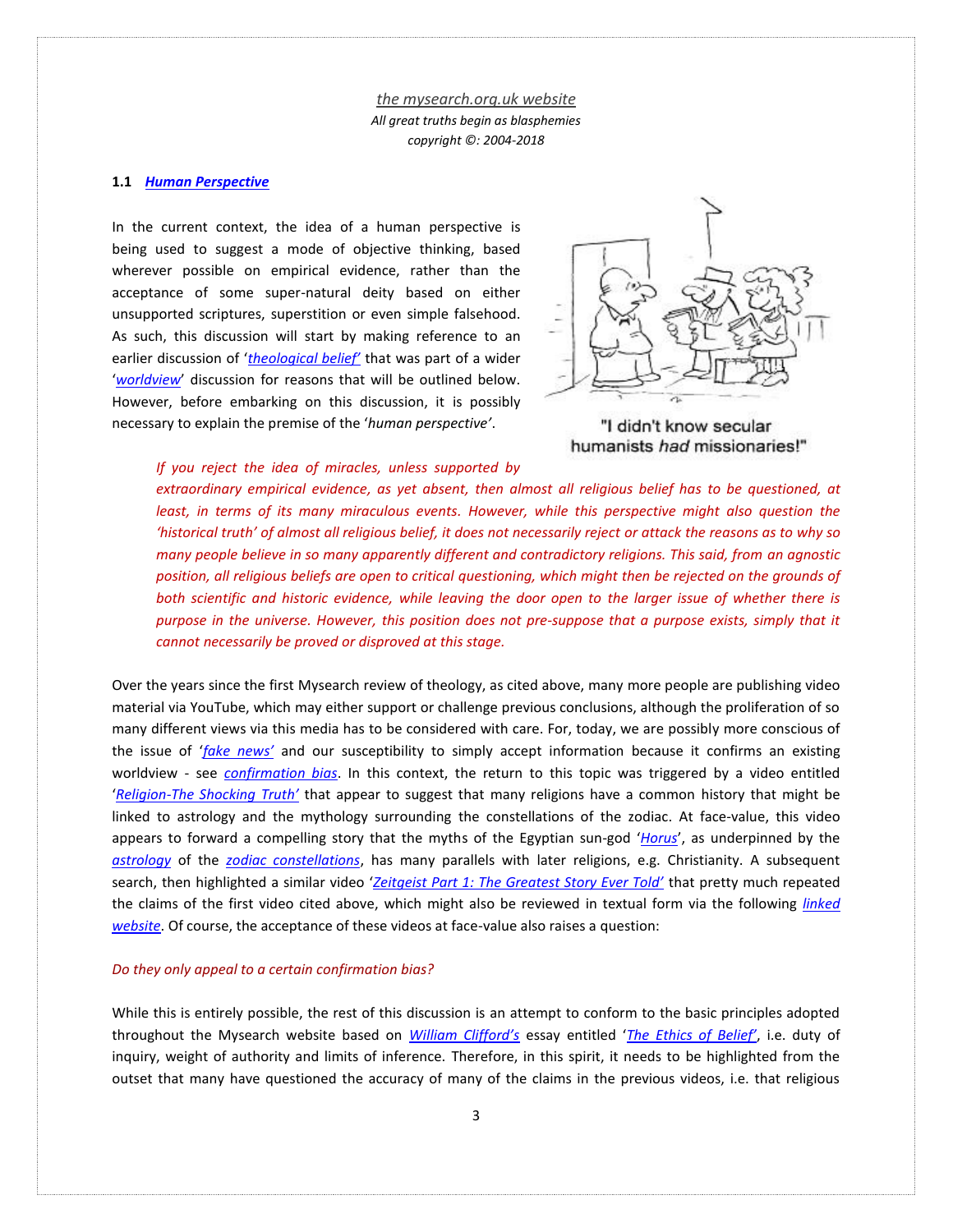*the mysearch.org.uk website*
*All great truths begin as blasphemies*
*copyright ©: 2004-2018*

### 1.1 *Human Perspective*

In the current context, the idea of a human perspective is being used to suggest a mode of objective thinking, based wherever possible on empirical evidence, rather than the acceptance of some super-natural deity based on either unsupported scriptures, superstition or even simple falsehood. As such, this discussion will start by making reference to an earlier discussion of '*theological belief*' that was part of a wider '*worldview*' discussion for reasons that will be outlined below. However, before embarking on this discussion, it is possibly necessary to explain the premise of the '*human perspective*'.

"I didn't know secular humanists *had* missionaries!"

> *If you reject the idea of miracles, unless supported by extraordinary empirical evidence, as yet absent, then almost all religious belief has to be questioned, at least, in terms of its many miraculous events. However, while this perspective might also question the 'historical truth' of almost all religious belief, it does not necessarily reject or attack the reasons as to why so many people believe in so many apparently different and contradictory religions. This said, from an agnostic position, all religious beliefs are open to critical questioning, which might then be rejected on the grounds of both scientific and historic evidence, while leaving the door open to the larger issue of whether there is purpose in the universe. However, this position does not pre-suppose that a purpose exists, simply that it cannot necessarily be proved or disproved at this stage.*

Over the years since the first Mysearch review of theology, as cited above, many more people are publishing video material via YouTube, which may either support or challenge previous conclusions, although the proliferation of so many different views via this media has to be considered with care. For, today, we are possibly more conscious of the issue of '*fake news*' and our susceptibility to simply accept information because it confirms an existing worldview - see *confirmation bias*. In this context, the return to this topic was triggered by a video entitled '*Religion-The Shocking Truth*' that appear to suggest that many religions have a common history that might be linked to astrology and the mythology surrounding the constellations of the zodiac. At face-value, this video appears to forward a compelling story that the myths of the Egyptian sun-god '*Horus*', as underpinned by the *astrology* of the *zodiac constellations*, has many parallels with later religions, e.g. Christianity. A subsequent search, then highlighted a similar video '*Zeitgeist Part 1: The Greatest Story Ever Told*' that pretty much repeated the claims of the first video cited above, which might also be reviewed in textual form via the following *linked website*. Of course, the acceptance of these videos at face-value also raises a question:

*Do they only appeal to a certain confirmation bias?*

While this is entirely possible, the rest of this discussion is an attempt to conform to the basic principles adopted throughout the Mysearch website based on *William Clifford's* essay entitled '*The Ethics of Belief*', i.e. duty of inquiry, weight of authority and limits of inference. Therefore, in this spirit, it needs to be highlighted from the outset that many have questioned the accuracy of many of the claims in the previous videos, i.e. that religious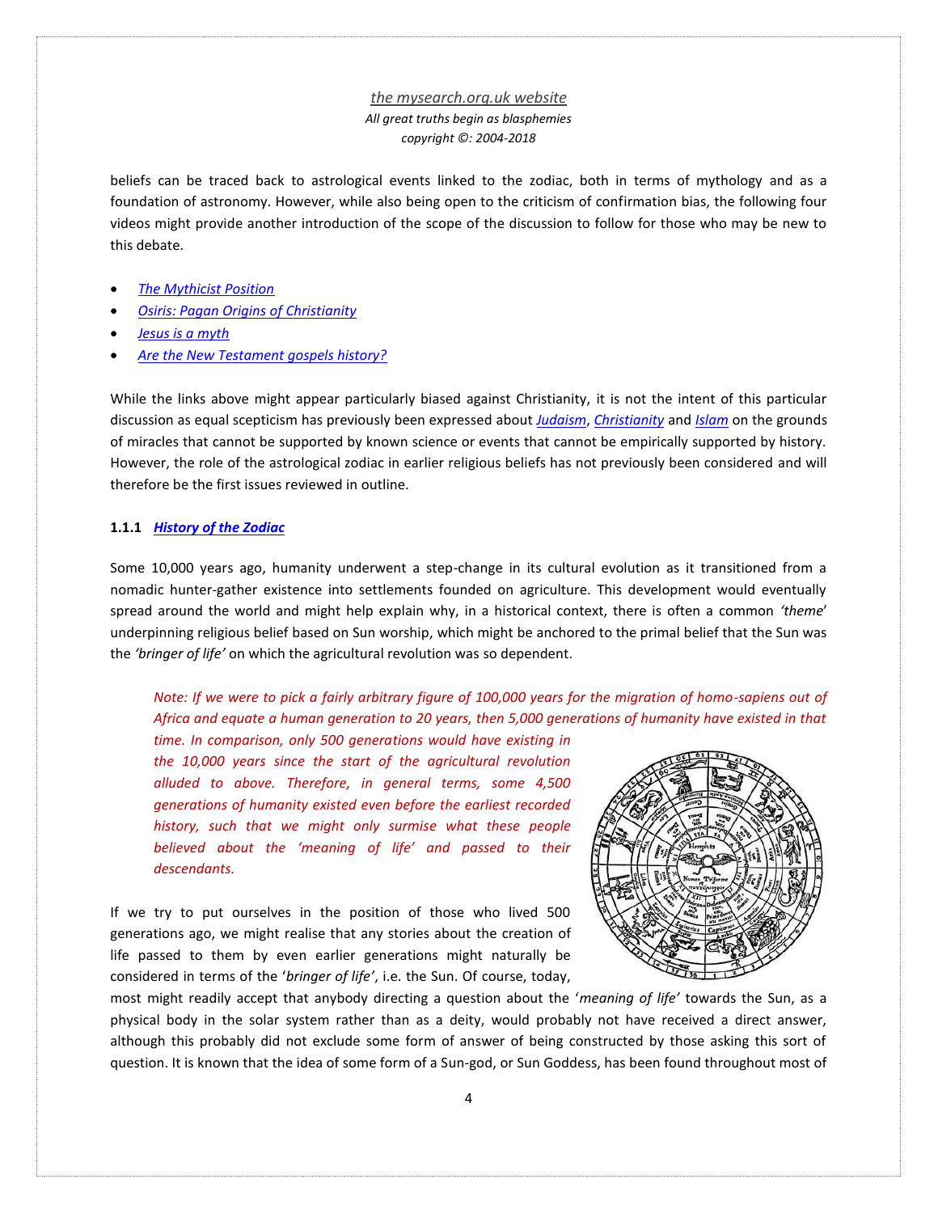beliefs can be traced back to astrological events linked to the zodiac, both in terms of mythology and as a foundation of astronomy. However, while also being open to the criticism of confirmation bias, the following four videos might provide another introduction of the scope of the discussion to follow for those who may be new to this debate.

- *The Mythicist Position*
- *Osiris: Pagan Origins of Christianity*
- *Jesus is a myth*
- *Are the New Testament gospels history?*

While the links above might appear particularly biased against Christianity, it is not the intent of this particular discussion as equal scepticism has previously been expressed about *Judaism*, *Christianity* and *Islam* on the grounds of miracles that cannot be supported by known science or events that cannot be empirically supported by history. However, the role of the astrological zodiac in earlier religious beliefs has not previously been considered and will therefore be the first issues reviewed in outline.

### 1.1.1 *History of the Zodiac*

Some 10,000 years ago, humanity underwent a step-change in its cultural evolution as it transitioned from a nomadic hunter-gather existence into settlements founded on agriculture. This development would eventually spread around the world and might help explain why, in a historical context, there is often a common *'theme'* underpinning religious belief based on Sun worship, which might be anchored to the primal belief that the Sun was the *'bringer of life'* on which the agricultural revolution was so dependent.

> *Note: If we were to pick a fairly arbitrary figure of 100,000 years for the migration of homo-sapiens out of Africa and equate a human generation to 20 years, then 5,000 generations of humanity have existed in that time. In comparison, only 500 generations would have existing in the 10,000 years since the start of the agricultural revolution alluded to above. Therefore, in general terms, some 4,500 generations of humanity existed even before the earliest recorded history, such that we might only surmise what these people believed about the 'meaning of life' and passed to their descendants.*

If we try to put ourselves in the position of those who lived 500 generations ago, we might realise that any stories about the creation of life passed to them by even earlier generations might naturally be considered in terms of the '*bringer of life'*, i.e. the Sun. Of course, today, most might readily accept that anybody directing a question about the '*meaning of life'* towards the Sun, as a physical body in the solar system rather than as a deity, would probably not have received a direct answer, although this probably did not exclude some form of answer of being constructed by those asking this sort of question. It is known that the idea of some form of a Sun-god, or Sun Goddess, has been found throughout most of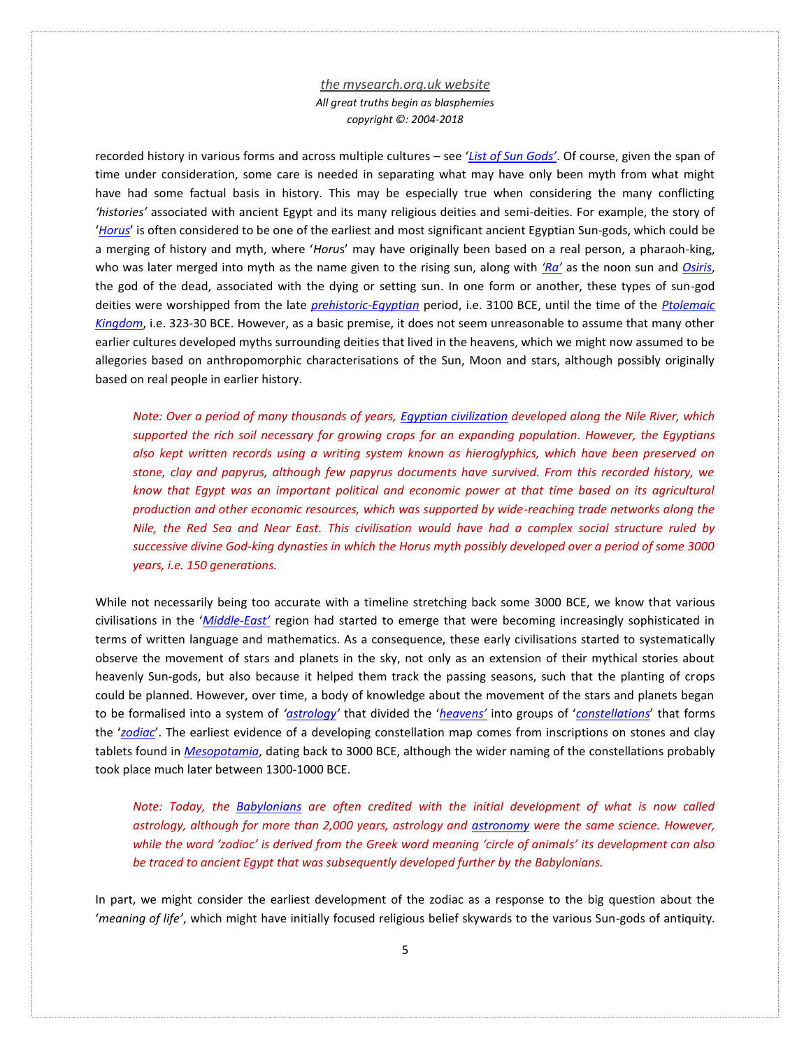recorded history in various forms and across multiple cultures – see '*List of Sun Gods'*. Of course, given the span of time under consideration, some care is needed in separating what may have only been myth from what might have had some factual basis in history. This may be especially true when considering the many conflicting *'histories'* associated with ancient Egypt and its many religious deities and semi-deities. For example, the story of '*Horus*' is often considered to be one of the earliest and most significant ancient Egyptian Sun-gods, which could be a merging of history and myth, where '*Horus*' may have originally been based on a real person, a pharaoh-king, who was later merged into myth as the name given to the rising sun, along with *'Ra'* as the noon sun and *Osiris*, the god of the dead, associated with the dying or setting sun. In one form or another, these types of sun-god deities were worshipped from the late *prehistoric-Egyptian* period, i.e. 3100 BCE, until the time of the *Ptolemaic Kingdom*, i.e. 323-30 BCE. However, as a basic premise, it does not seem unreasonable to assume that many other earlier cultures developed myths surrounding deities that lived in the heavens, which we might now assumed to be allegories based on anthropomorphic characterisations of the Sun, Moon and stars, although possibly originally based on real people in earlier history.

> *Note: Over a period of many thousands of years, Egyptian civilization developed along the Nile River, which supported the rich soil necessary for growing crops for an expanding population. However, the Egyptians also kept written records using a writing system known as hieroglyphics, which have been preserved on stone, clay and papyrus, although few papyrus documents have survived. From this recorded history, we know that Egypt was an important political and economic power at that time based on its agricultural production and other economic resources, which was supported by wide-reaching trade networks along the Nile, the Red Sea and Near East. This civilisation would have had a complex social structure ruled by successive divine God-king dynasties in which the Horus myth possibly developed over a period of some 3000 years, i.e. 150 generations.*

While not necessarily being too accurate with a timeline stretching back some 3000 BCE, we know that various civilisations in the '*Middle-East'* region had started to emerge that were becoming increasingly sophisticated in terms of written language and mathematics. As a consequence, these early civilisations started to systematically observe the movement of stars and planets in the sky, not only as an extension of their mythical stories about heavenly Sun-gods, but also because it helped them track the passing seasons, such that the planting of crops could be planned. However, over time, a body of knowledge about the movement of the stars and planets began to be formalised into a system of *'astrology'* that divided the '*heavens'* into groups of '*constellations*' that forms the '*zodiac*'. The earliest evidence of a developing constellation map comes from inscriptions on stones and clay tablets found in *Mesopotamia*, dating back to 3000 BCE, although the wider naming of the constellations probably took place much later between 1300-1000 BCE.

> *Note: Today, the Babylonians are often credited with the initial development of what is now called astrology, although for more than 2,000 years, astrology and astronomy were the same science. However, while the word 'zodiac' is derived from the Greek word meaning 'circle of animals' its development can also be traced to ancient Egypt that was subsequently developed further by the Babylonians.*

In part, we might consider the earliest development of the zodiac as a response to the big question about the '*meaning of life'*, which might have initially focused religious belief skywards to the various Sun-gods of antiquity.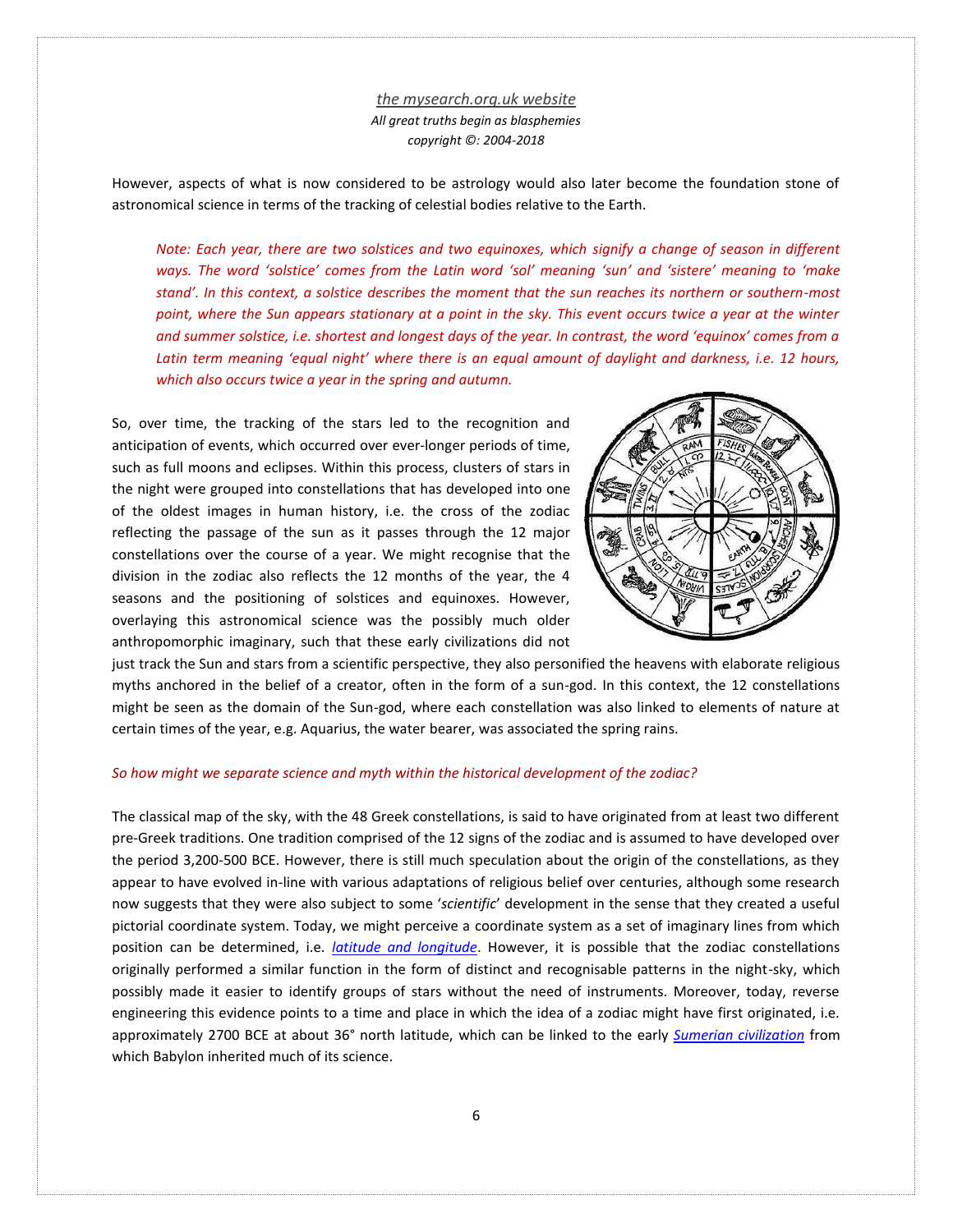However, aspects of what is now considered to be astrology would also later become the foundation stone of astronomical science in terms of the tracking of celestial bodies relative to the Earth.

*Note: Each year, there are two solstices and two equinoxes, which signify a change of season in different ways. The word 'solstice' comes from the Latin word 'sol' meaning 'sun' and 'sistere' meaning to 'make stand'. In this context, a solstice describes the moment that the sun reaches its northern or southern-most point, where the Sun appears stationary at a point in the sky. This event occurs twice a year at the winter and summer solstice, i.e. shortest and longest days of the year. In contrast, the word 'equinox' comes from a Latin term meaning 'equal night' where there is an equal amount of daylight and darkness, i.e. 12 hours, which also occurs twice a year in the spring and autumn.*

So, over time, the tracking of the stars led to the recognition and anticipation of events, which occurred over ever-longer periods of time, such as full moons and eclipses. Within this process, clusters of stars in the night were grouped into constellations that has developed into one of the oldest images in human history, i.e. the cross of the zodiac reflecting the passage of the sun as it passes through the 12 major constellations over the course of a year. We might recognise that the division in the zodiac also reflects the 12 months of the year, the 4 seasons and the positioning of solstices and equinoxes. However, overlaying this astronomical science was the possibly much older anthropomorphic imaginary, such that these early civilizations did not just track the Sun and stars from a scientific perspective, they also personified the heavens with elaborate religious myths anchored in the belief of a creator, often in the form of a sun-god. In this context, the 12 constellations might be seen as the domain of the Sun-god, where each constellation was also linked to elements of nature at certain times of the year, e.g. Aquarius, the water bearer, was associated the spring rains.

*So how might we separate science and myth within the historical development of the zodiac?*

The classical map of the sky, with the 48 Greek constellations, is said to have originated from at least two different pre-Greek traditions. One tradition comprised of the 12 signs of the zodiac and is assumed to have developed over the period 3,200-500 BCE. However, there is still much speculation about the origin of the constellations, as they appear to have evolved in-line with various adaptations of religious belief over centuries, although some research now suggests that they were also subject to some '*scientific*' development in the sense that they created a useful pictorial coordinate system. Today, we might perceive a coordinate system as a set of imaginary lines from which position can be determined, i.e. *latitude and longitude*. However, it is possible that the zodiac constellations originally performed a similar function in the form of distinct and recognisable patterns in the night-sky, which possibly made it easier to identify groups of stars without the need of instruments. Moreover, today, reverse engineering this evidence points to a time and place in which the idea of a zodiac might have first originated, i.e. approximately 2700 BCE at about 36° north latitude, which can be linked to the early *Sumerian civilization* from which Babylon inherited much of its science.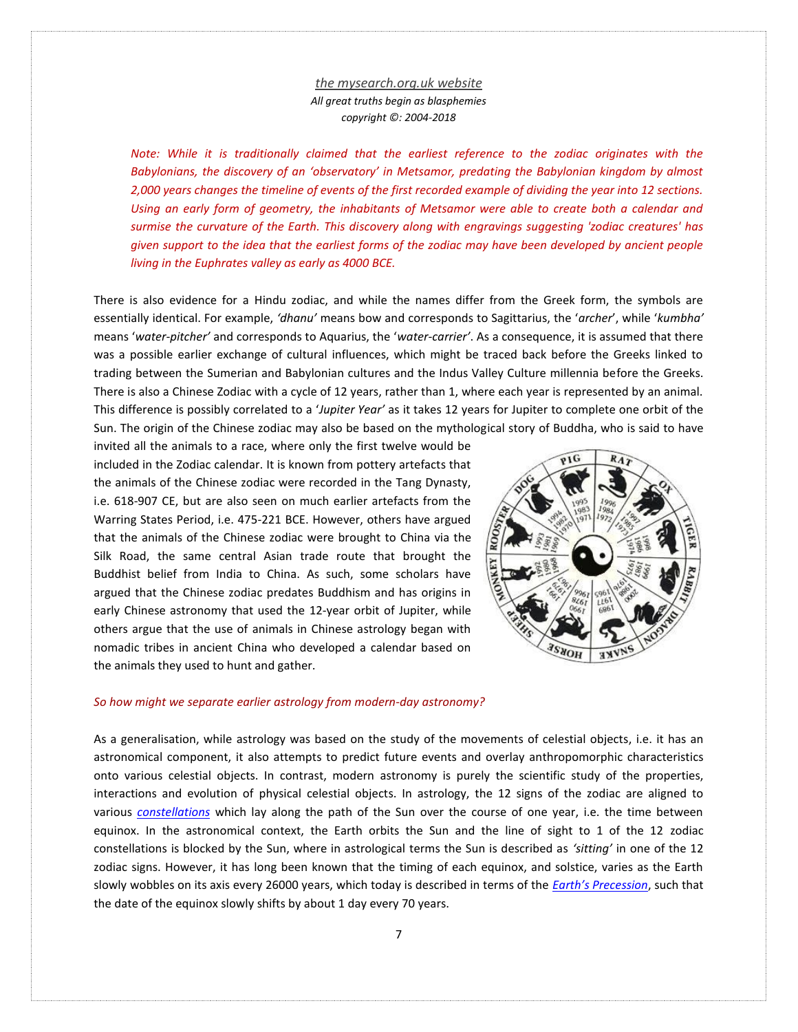*Note: While it is traditionally claimed that the earliest reference to the zodiac originates with the Babylonians, the discovery of an 'observatory' in Metsamor, predating the Babylonian kingdom by almost 2,000 years changes the timeline of events of the first recorded example of dividing the year into 12 sections. Using an early form of geometry, the inhabitants of Metsamor were able to create both a calendar and surmise the curvature of the Earth. This discovery along with engravings suggesting 'zodiac creatures' has given support to the idea that the earliest forms of the zodiac may have been developed by ancient people living in the Euphrates valley as early as 4000 BCE.*

There is also evidence for a Hindu zodiac, and while the names differ from the Greek form, the symbols are essentially identical. For example, *'dhanu'* means bow and corresponds to Sagittarius, the '*archer*', while '*kumbha'* means '*water-pitcher*' and corresponds to Aquarius, the '*water-carrier'*. As a consequence, it is assumed that there was a possible earlier exchange of cultural influences, which might be traced back before the Greeks linked to trading between the Sumerian and Babylonian cultures and the Indus Valley Culture millennia before the Greeks. There is also a Chinese Zodiac with a cycle of 12 years, rather than 1, where each year is represented by an animal. This difference is possibly correlated to a '*Jupiter Year'* as it takes 12 years for Jupiter to complete one orbit of the Sun. The origin of the Chinese zodiac may also be based on the mythological story of Buddha, who is said to have invited all the animals to a race, where only the first twelve would be included in the Zodiac calendar. It is known from pottery artefacts that the animals of the Chinese zodiac were recorded in the Tang Dynasty, i.e. 618-907 CE, but are also seen on much earlier artefacts from the Warring States Period, i.e. 475-221 BCE. However, others have argued that the animals of the Chinese zodiac were brought to China via the Silk Road, the same central Asian trade route that brought the Buddhist belief from India to China. As such, some scholars have argued that the Chinese zodiac predates Buddhism and has origins in early Chinese astronomy that used the 12-year orbit of Jupiter, while others argue that the use of animals in Chinese astrology began with nomadic tribes in ancient China who developed a calendar based on the animals they used to hunt and gather.

*So how might we separate earlier astrology from modern-day astronomy?*

As a generalisation, while astrology was based on the study of the movements of celestial objects, i.e. it has an astronomical component, it also attempts to predict future events and overlay anthropomorphic characteristics onto various celestial objects. In contrast, modern astronomy is purely the scientific study of the properties, interactions and evolution of physical celestial objects. In astrology, the 12 signs of the zodiac are aligned to various *constellations* which lay along the path of the Sun over the course of one year, i.e. the time between equinox. In the astronomical context, the Earth orbits the Sun and the line of sight to 1 of the 12 zodiac constellations is blocked by the Sun, where in astrological terms the Sun is described as *'sitting'* in one of the 12 zodiac signs. However, it has long been known that the timing of each equinox, and solstice, varies as the Earth slowly wobbles on its axis every 26000 years, which today is described in terms of the *Earth's Precession*, such that the date of the equinox slowly shifts by about 1 day every 70 years.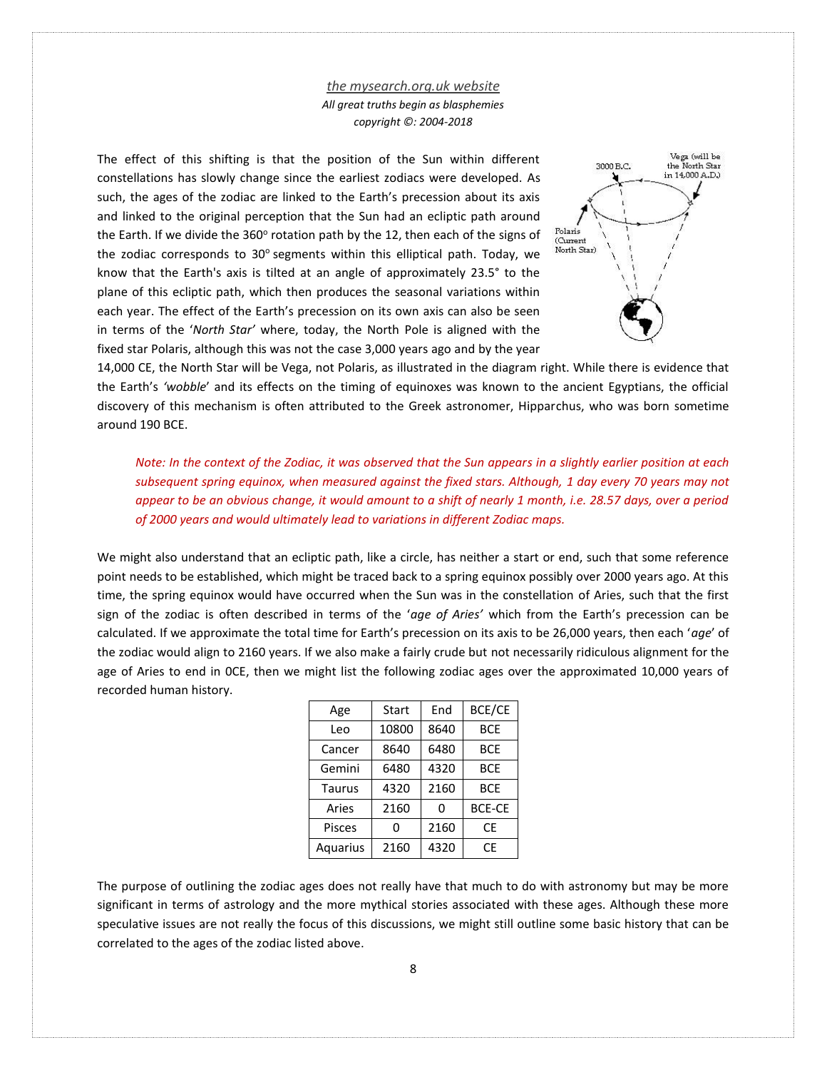The effect of this shifting is that the position of the Sun within different constellations has slowly change since the earliest zodiacs were developed. As such, the ages of the zodiac are linked to the Earth's precession about its axis and linked to the original perception that the Sun had an ecliptic path around the Earth. If we divide the 360° rotation path by the 12, then each of the signs of the zodiac corresponds to 30° segments within this elliptical path. Today, we know that the Earth's axis is tilted at an angle of approximately 23.5° to the plane of this ecliptic path, which then produces the seasonal variations within each year. The effect of the Earth's precession on its own axis can also be seen in terms of the '*North Star*' where, today, the North Pole is aligned with the fixed star Polaris, although this was not the case 3,000 years ago and by the year 14,000 CE, the North Star will be Vega, not Polaris, as illustrated in the diagram right. While there is evidence that the Earth's *'wobble*' and its effects on the timing of equinoxes was known to the ancient Egyptians, the official discovery of this mechanism is often attributed to the Greek astronomer, Hipparchus, who was born sometime around 190 BCE.

*Note: In the context of the Zodiac, it was observed that the Sun appears in a slightly earlier position at each subsequent spring equinox, when measured against the fixed stars. Although, 1 day every 70 years may not appear to be an obvious change, it would amount to a shift of nearly 1 month, i.e. 28.57 days, over a period of 2000 years and would ultimately lead to variations in different Zodiac maps.*

We might also understand that an ecliptic path, like a circle, has neither a start or end, such that some reference point needs to be established, which might be traced back to a spring equinox possibly over 2000 years ago. At this time, the spring equinox would have occurred when the Sun was in the constellation of Aries, such that the first sign of the zodiac is often described in terms of the '*age of Aries'* which from the Earth's precession can be calculated. If we approximate the total time for Earth's precession on its axis to be 26,000 years, then each '*age*' of the zodiac would align to 2160 years. If we also make a fairly crude but not necessarily ridiculous alignment for the age of Aries to end in 0CE, then we might list the following zodiac ages over the approximated 10,000 years of recorded human history.

| Age | Start | End | BCE/CE |
|---|---|---|---|
| Leo | 10800 | 8640 | BCE |
| Cancer | 8640 | 6480 | BCE |
| Gemini | 6480 | 4320 | BCE |
| Taurus | 4320 | 2160 | BCE |
| Aries | 2160 | 0 | BCE-CE |
| Pisces | 0 | 2160 | CE |
| Aquarius | 2160 | 4320 | CE |

The purpose of outlining the zodiac ages does not really have that much to do with astronomy but may be more significant in terms of astrology and the more mythical stories associated with these ages. Although these more speculative issues are not really the focus of this discussions, we might still outline some basic history that can be correlated to the ages of the zodiac listed above.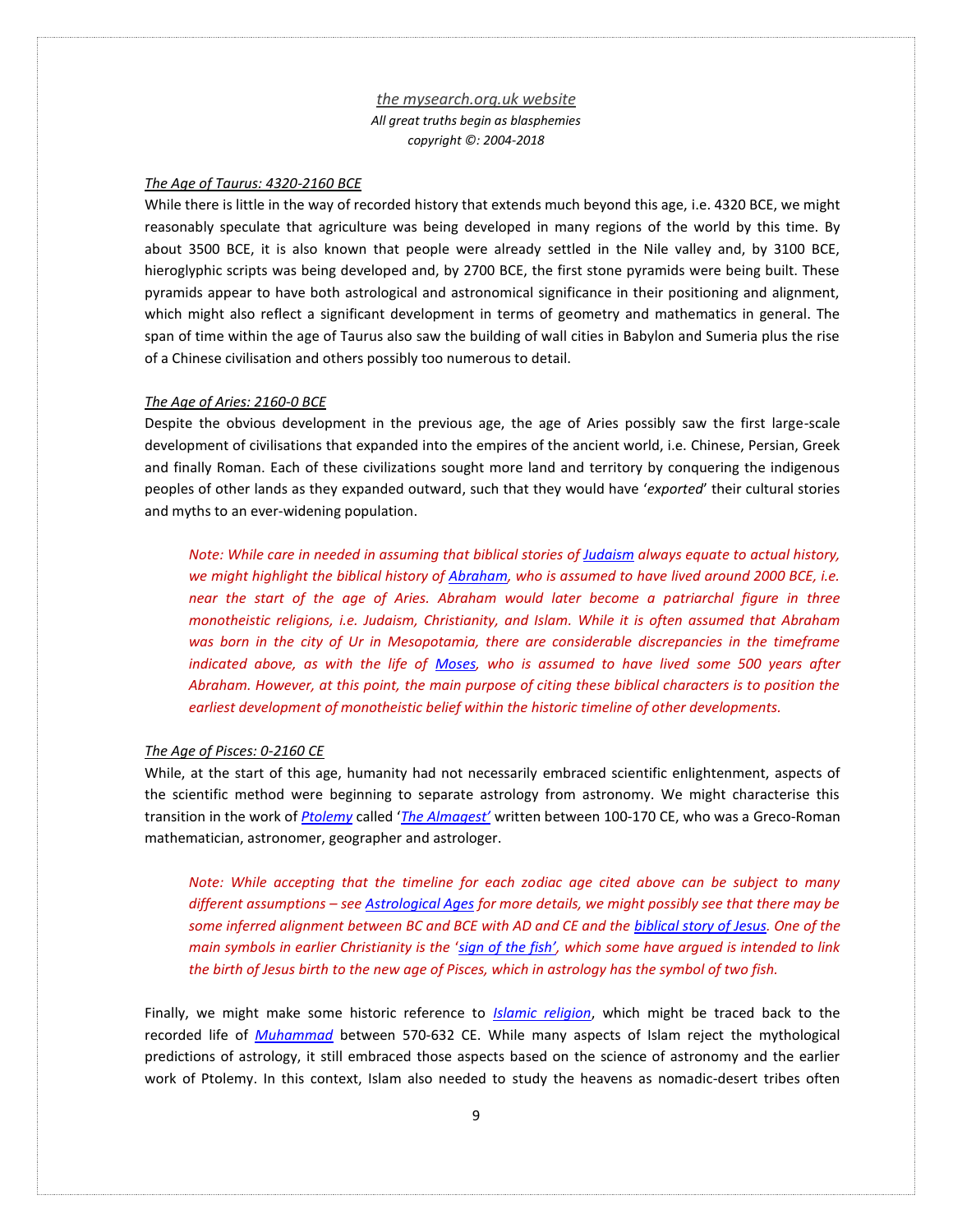*The Age of Taurus: 4320-2160 BCE*

While there is little in the way of recorded history that extends much beyond this age, i.e. 4320 BCE, we might reasonably speculate that agriculture was being developed in many regions of the world by this time. By about 3500 BCE, it is also known that people were already settled in the Nile valley and, by 3100 BCE, hieroglyphic scripts was being developed and, by 2700 BCE, the first stone pyramids were being built. These pyramids appear to have both astrological and astronomical significance in their positioning and alignment, which might also reflect a significant development in terms of geometry and mathematics in general. The span of time within the age of Taurus also saw the building of wall cities in Babylon and Sumeria plus the rise of a Chinese civilisation and others possibly too numerous to detail.

*The Age of Aries: 2160-0 BCE*

Despite the obvious development in the previous age, the age of Aries possibly saw the first large-scale development of civilisations that expanded into the empires of the ancient world, i.e. Chinese, Persian, Greek and finally Roman. Each of these civilizations sought more land and territory by conquering the indigenous peoples of other lands as they expanded outward, such that they would have '*exported*' their cultural stories and myths to an ever-widening population.

> *Note: While care in needed in assuming that biblical stories of Judaism always equate to actual history, we might highlight the biblical history of Abraham, who is assumed to have lived around 2000 BCE, i.e. near the start of the age of Aries. Abraham would later become a patriarchal figure in three monotheistic religions, i.e. Judaism, Christianity, and Islam. While it is often assumed that Abraham was born in the city of Ur in Mesopotamia, there are considerable discrepancies in the timeframe indicated above, as with the life of Moses, who is assumed to have lived some 500 years after Abraham. However, at this point, the main purpose of citing these biblical characters is to position the earliest development of monotheistic belief within the historic timeline of other developments.*

*The Age of Pisces: 0-2160 CE*

While, at the start of this age, humanity had not necessarily embraced scientific enlightenment, aspects of the scientific method were beginning to separate astrology from astronomy. We might characterise this transition in the work of *Ptolemy* called '*The Almagest'* written between 100-170 CE, who was a Greco-Roman mathematician, astronomer, geographer and astrologer.

> *Note: While accepting that the timeline for each zodiac age cited above can be subject to many different assumptions – see Astrological Ages for more details, we might possibly see that there may be some inferred alignment between BC and BCE with AD and CE and the biblical story of Jesus. One of the main symbols in earlier Christianity is the 'sign of the fish', which some have argued is intended to link the birth of Jesus birth to the new age of Pisces, which in astrology has the symbol of two fish.*

Finally, we might make some historic reference to *Islamic religion*, which might be traced back to the recorded life of *Muhammad* between 570-632 CE. While many aspects of Islam reject the mythological predictions of astrology, it still embraced those aspects based on the science of astronomy and the earlier work of Ptolemy. In this context, Islam also needed to study the heavens as nomadic-desert tribes often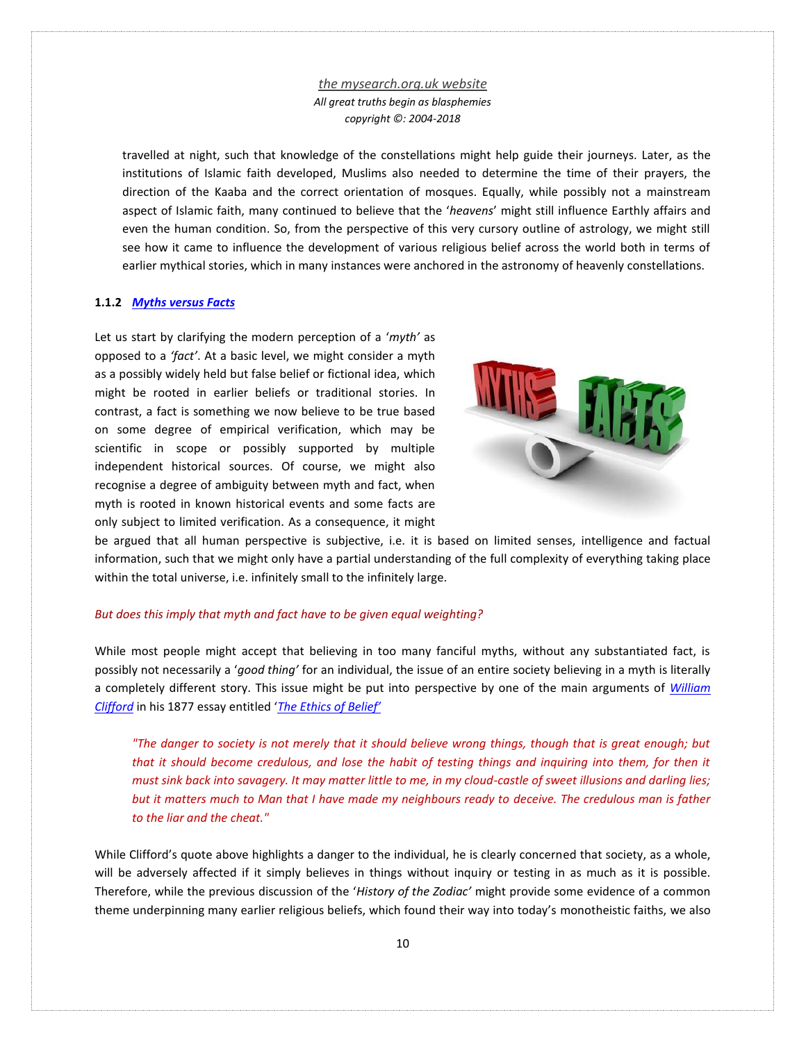travelled at night, such that knowledge of the constellations might help guide their journeys. Later, as the institutions of Islamic faith developed, Muslims also needed to determine the time of their prayers, the direction of the Kaaba and the correct orientation of mosques. Equally, while possibly not a mainstream aspect of Islamic faith, many continued to believe that the '*heavens*' might still influence Earthly affairs and even the human condition. So, from the perspective of this very cursory outline of astrology, we might still see how it came to influence the development of various religious belief across the world both in terms of earlier mythical stories, which in many instances were anchored in the astronomy of heavenly constellations.

### 1.1.2 *Myths versus Facts*

Let us start by clarifying the modern perception of a '*myth'* as opposed to a *'fact'*. At a basic level, we might consider a myth as a possibly widely held but false belief or fictional idea, which might be rooted in earlier beliefs or traditional stories. In contrast, a fact is something we now believe to be true based on some degree of empirical verification, which may be scientific in scope or possibly supported by multiple independent historical sources. Of course, we might also recognise a degree of ambiguity between myth and fact, when myth is rooted in known historical events and some facts are only subject to limited verification. As a consequence, it might be argued that all human perspective is subjective, i.e. it is based on limited senses, intelligence and factual information, such that we might only have a partial understanding of the full complexity of everything taking place within the total universe, i.e. infinitely small to the infinitely large.

*But does this imply that myth and fact have to be given equal weighting?*

While most people might accept that believing in too many fanciful myths, without any substantiated fact, is possibly not necessarily a '*good thing'* for an individual, the issue of an entire society believing in a myth is literally a completely different story. This issue might be put into perspective by one of the main arguments of *William Clifford* in his 1877 essay entitled '*The Ethics of Belief'*

> *"The danger to society is not merely that it should believe wrong things, though that is great enough; but that it should become credulous, and lose the habit of testing things and inquiring into them, for then it must sink back into savagery. It may matter little to me, in my cloud-castle of sweet illusions and darling lies; but it matters much to Man that I have made my neighbours ready to deceive. The credulous man is father to the liar and the cheat."*

While Clifford's quote above highlights a danger to the individual, he is clearly concerned that society, as a whole, will be adversely affected if it simply believes in things without inquiry or testing in as much as it is possible. Therefore, while the previous discussion of the '*History of the Zodiac'* might provide some evidence of a common theme underpinning many earlier religious beliefs, which found their way into today's monotheistic faiths, we also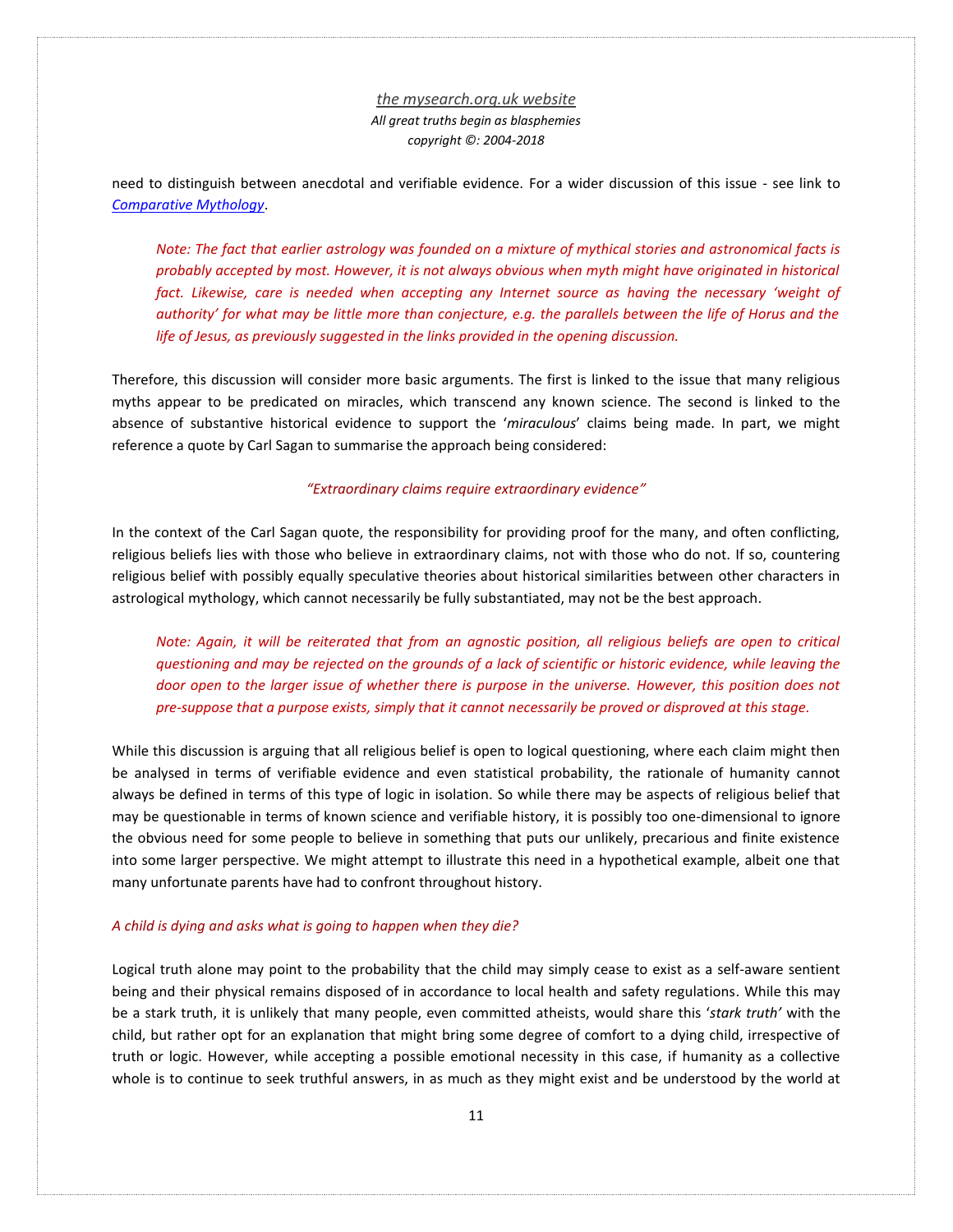need to distinguish between anecdotal and verifiable evidence. For a wider discussion of this issue - see link to *Comparative Mythology*.

> *Note: The fact that earlier astrology was founded on a mixture of mythical stories and astronomical facts is probably accepted by most. However, it is not always obvious when myth might have originated in historical fact. Likewise, care is needed when accepting any Internet source as having the necessary 'weight of authority' for what may be little more than conjecture, e.g. the parallels between the life of Horus and the life of Jesus, as previously suggested in the links provided in the opening discussion.*

Therefore, this discussion will consider more basic arguments. The first is linked to the issue that many religious myths appear to be predicated on miracles, which transcend any known science. The second is linked to the absence of substantive historical evidence to support the '*miraculous*' claims being made. In part, we might reference a quote by Carl Sagan to summarise the approach being considered:

*"Extraordinary claims require extraordinary evidence"*

In the context of the Carl Sagan quote, the responsibility for providing proof for the many, and often conflicting, religious beliefs lies with those who believe in extraordinary claims, not with those who do not. If so, countering religious belief with possibly equally speculative theories about historical similarities between other characters in astrological mythology, which cannot necessarily be fully substantiated, may not be the best approach.

> *Note: Again, it will be reiterated that from an agnostic position, all religious beliefs are open to critical questioning and may be rejected on the grounds of a lack of scientific or historic evidence, while leaving the door open to the larger issue of whether there is purpose in the universe. However, this position does not pre-suppose that a purpose exists, simply that it cannot necessarily be proved or disproved at this stage.*

While this discussion is arguing that all religious belief is open to logical questioning, where each claim might then be analysed in terms of verifiable evidence and even statistical probability, the rationale of humanity cannot always be defined in terms of this type of logic in isolation. So while there may be aspects of religious belief that may be questionable in terms of known science and verifiable history, it is possibly too one-dimensional to ignore the obvious need for some people to believe in something that puts our unlikely, precarious and finite existence into some larger perspective. We might attempt to illustrate this need in a hypothetical example, albeit one that many unfortunate parents have had to confront throughout history.

*A child is dying and asks what is going to happen when they die?*

Logical truth alone may point to the probability that the child may simply cease to exist as a self-aware sentient being and their physical remains disposed of in accordance to local health and safety regulations. While this may be a stark truth, it is unlikely that many people, even committed atheists, would share this '*stark truth'* with the child, but rather opt for an explanation that might bring some degree of comfort to a dying child, irrespective of truth or logic. However, while accepting a possible emotional necessity in this case, if humanity as a collective whole is to continue to seek truthful answers, in as much as they might exist and be understood by the world at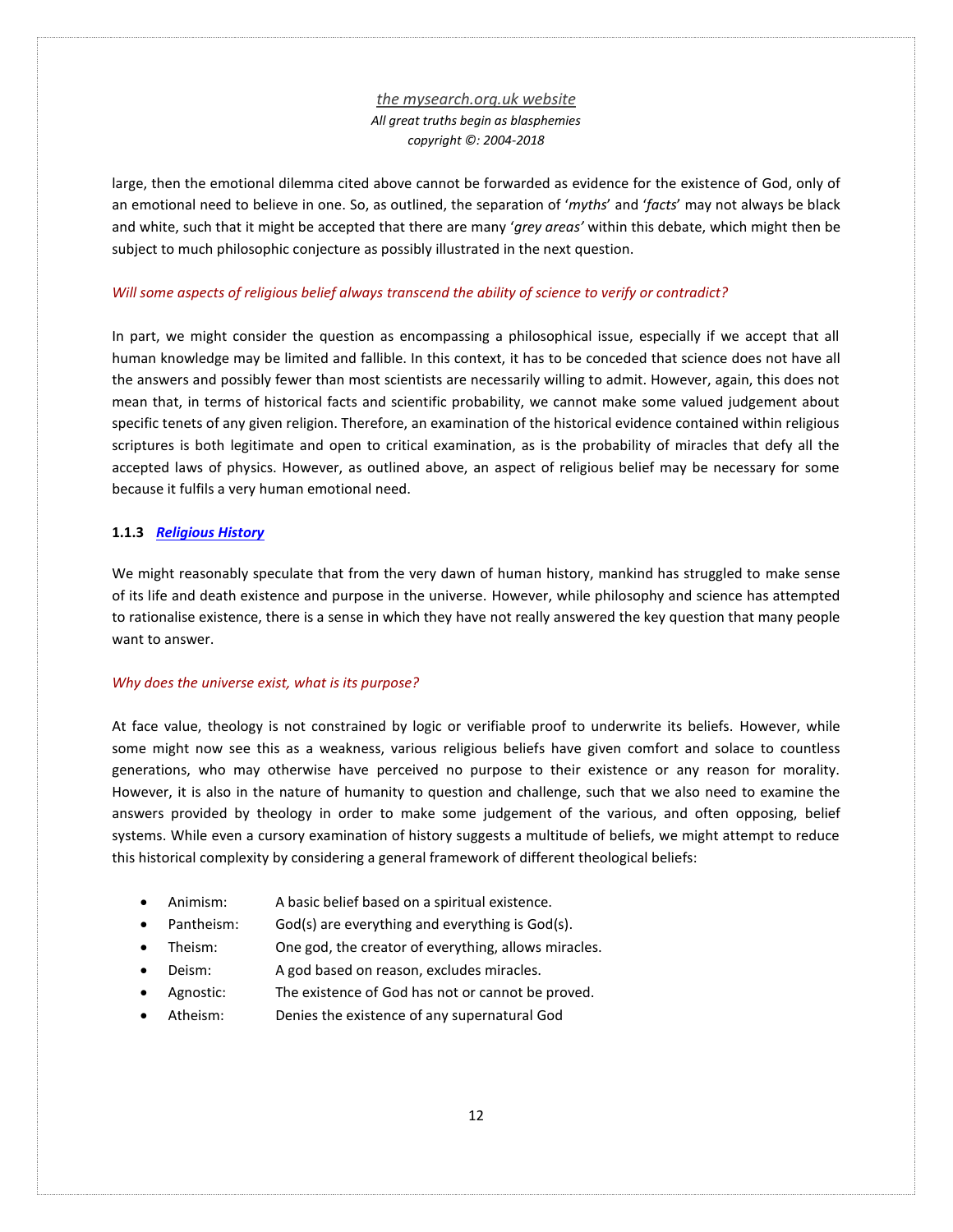large, then the emotional dilemma cited above cannot be forwarded as evidence for the existence of God, only of an emotional need to believe in one. So, as outlined, the separation of '*myths*' and '*facts*' may not always be black and white, such that it might be accepted that there are many '*grey areas'* within this debate, which might then be subject to much philosophic conjecture as possibly illustrated in the next question.

*Will some aspects of religious belief always transcend the ability of science to verify or contradict?*

In part, we might consider the question as encompassing a philosophical issue, especially if we accept that all human knowledge may be limited and fallible. In this context, it has to be conceded that science does not have all the answers and possibly fewer than most scientists are necessarily willing to admit. However, again, this does not mean that, in terms of historical facts and scientific probability, we cannot make some valued judgement about specific tenets of any given religion. Therefore, an examination of the historical evidence contained within religious scriptures is both legitimate and open to critical examination, as is the probability of miracles that defy all the accepted laws of physics. However, as outlined above, an aspect of religious belief may be necessary for some because it fulfils a very human emotional need.

### 1.1.3 *Religious History*

We might reasonably speculate that from the very dawn of human history, mankind has struggled to make sense of its life and death existence and purpose in the universe. However, while philosophy and science has attempted to rationalise existence, there is a sense in which they have not really answered the key question that many people want to answer.

*Why does the universe exist, what is its purpose?*

At face value, theology is not constrained by logic or verifiable proof to underwrite its beliefs. However, while some might now see this as a weakness, various religious beliefs have given comfort and solace to countless generations, who may otherwise have perceived no purpose to their existence or any reason for morality. However, it is also in the nature of humanity to question and challenge, such that we also need to examine the answers provided by theology in order to make some judgement of the various, and often opposing, belief systems. While even a cursory examination of history suggests a multitude of beliefs, we might attempt to reduce this historical complexity by considering a general framework of different theological beliefs:

- Animism: A basic belief based on a spiritual existence.
- Pantheism: God(s) are everything and everything is God(s).
- Theism: One god, the creator of everything, allows miracles.
- Deism: A god based on reason, excludes miracles.
- Agnostic: The existence of God has not or cannot be proved.
- Atheism: Denies the existence of any supernatural God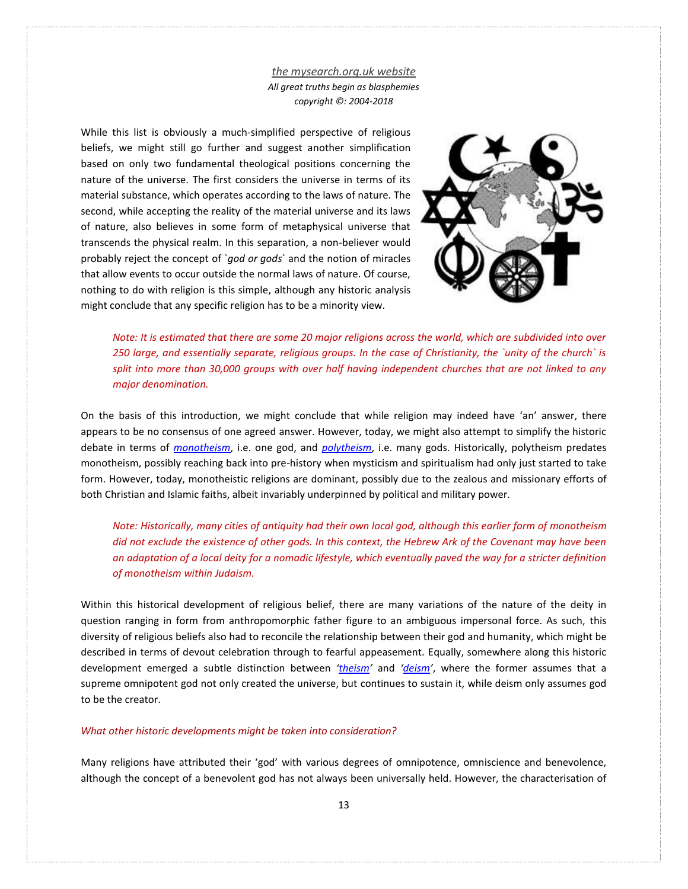While this list is obviously a much-simplified perspective of religious beliefs, we might still go further and suggest another simplification based on only two fundamental theological positions concerning the nature of the universe. The first considers the universe in terms of its material substance, which operates according to the laws of nature. The second, while accepting the reality of the material universe and its laws of nature, also believes in some form of metaphysical universe that transcends the physical realm. In this separation, a non-believer would probably reject the concept of `*god or gods*` and the notion of miracles that allow events to occur outside the normal laws of nature. Of course, nothing to do with religion is this simple, although any historic analysis might conclude that any specific religion has to be a minority view.

> *Note: It is estimated that there are some 20 major religions across the world, which are subdivided into over 250 large, and essentially separate, religious groups. In the case of Christianity, the `unity of the church` is split into more than 30,000 groups with over half having independent churches that are not linked to any major denomination.*

On the basis of this introduction, we might conclude that while religion may indeed have 'an' answer, there appears to be no consensus of one agreed answer. However, today, we might also attempt to simplify the historic debate in terms of *monotheism*, i.e. one god, and *polytheism*, i.e. many gods. Historically, polytheism predates monotheism, possibly reaching back into pre-history when mysticism and spiritualism had only just started to take form. However, today, monotheistic religions are dominant, possibly due to the zealous and missionary efforts of both Christian and Islamic faiths, albeit invariably underpinned by political and military power.

> *Note: Historically, many cities of antiquity had their own local god, although this earlier form of monotheism did not exclude the existence of other gods. In this context, the Hebrew Ark of the Covenant may have been an adaptation of a local deity for a nomadic lifestyle, which eventually paved the way for a stricter definition of monotheism within Judaism.*

Within this historical development of religious belief, there are many variations of the nature of the deity in question ranging in form from anthropomorphic father figure to an ambiguous impersonal force. As such, this diversity of religious beliefs also had to reconcile the relationship between their god and humanity, which might be described in terms of devout celebration through to fearful appeasement. Equally, somewhere along this historic development emerged a subtle distinction between '*theism*' and '*deism*', where the former assumes that a supreme omnipotent god not only created the universe, but continues to sustain it, while deism only assumes god to be the creator.

*What other historic developments might be taken into consideration?*

Many religions have attributed their 'god' with various degrees of omnipotence, omniscience and benevolence, although the concept of a benevolent god has not always been universally held. However, the characterisation of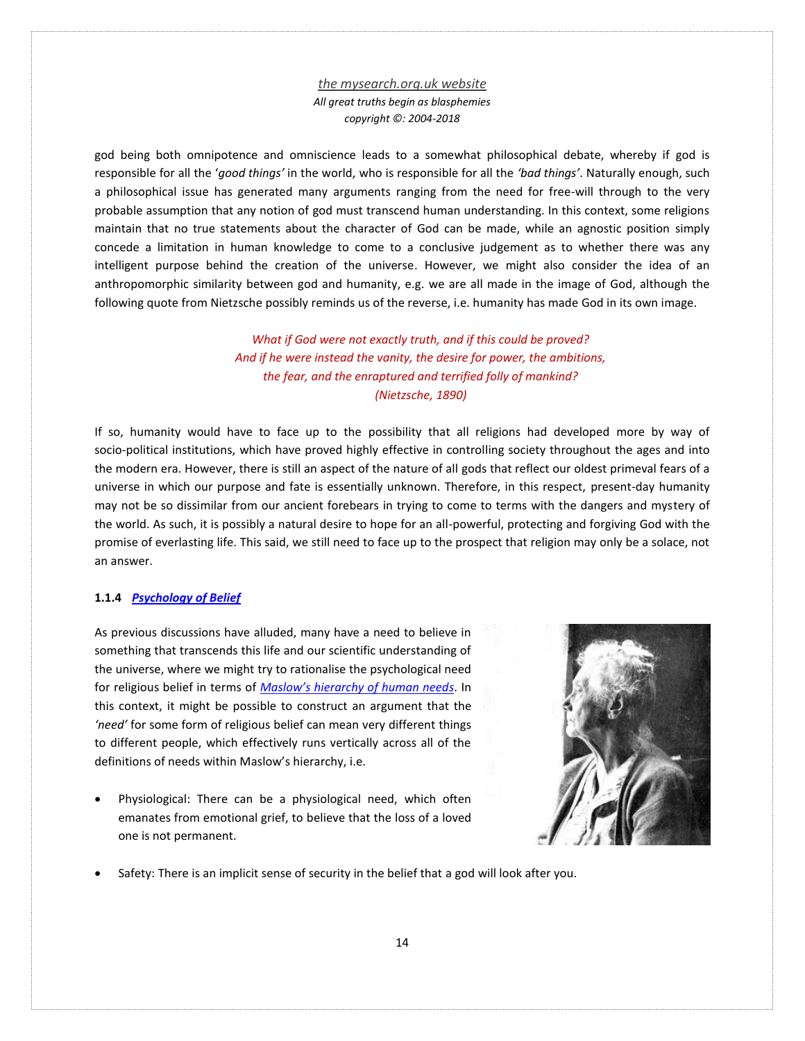god being both omnipotence and omniscience leads to a somewhat philosophical debate, whereby if god is responsible for all the '*good things'* in the world, who is responsible for all the *'bad things'*. Naturally enough, such a philosophical issue has generated many arguments ranging from the need for free-will through to the very probable assumption that any notion of god must transcend human understanding. In this context, some religions maintain that no true statements about the character of God can be made, while an agnostic position simply concede a limitation in human knowledge to come to a conclusive judgement as to whether there was any intelligent purpose behind the creation of the universe. However, we might also consider the idea of an anthropomorphic similarity between god and humanity, e.g. we are all made in the image of God, although the following quote from Nietzsche possibly reminds us of the reverse, i.e. humanity has made God in its own image.

> *What if God were not exactly truth, and if this could be proved?*
> *And if he were instead the vanity, the desire for power, the ambitions,*
> *the fear, and the enraptured and terrified folly of mankind?*
> *(Nietzsche, 1890)*

If so, humanity would have to face up to the possibility that all religions had developed more by way of socio-political institutions, which have proved highly effective in controlling society throughout the ages and into the modern era. However, there is still an aspect of the nature of all gods that reflect our oldest primeval fears of a universe in which our purpose and fate is essentially unknown. Therefore, in this respect, present-day humanity may not be so dissimilar from our ancient forebears in trying to come to terms with the dangers and mystery of the world. As such, it is possibly a natural desire to hope for an all-powerful, protecting and forgiving God with the promise of everlasting life. This said, we still need to face up to the prospect that religion may only be a solace, not an answer.

#### 1.1.4 *Psychology of Belief*

As previous discussions have alluded, many have a need to believe in something that transcends this life and our scientific understanding of the universe, where we might try to rationalise the psychological need for religious belief in terms of *Maslow's hierarchy of human needs*. In this context, it might be possible to construct an argument that the *'need'* for some form of religious belief can mean very different things to different people, which effectively runs vertically across all of the definitions of needs within Maslow's hierarchy, i.e.

- Physiological: There can be a physiological need, which often emanates from emotional grief, to believe that the loss of a loved one is not permanent.
- Safety: There is an implicit sense of security in the belief that a god will look after you.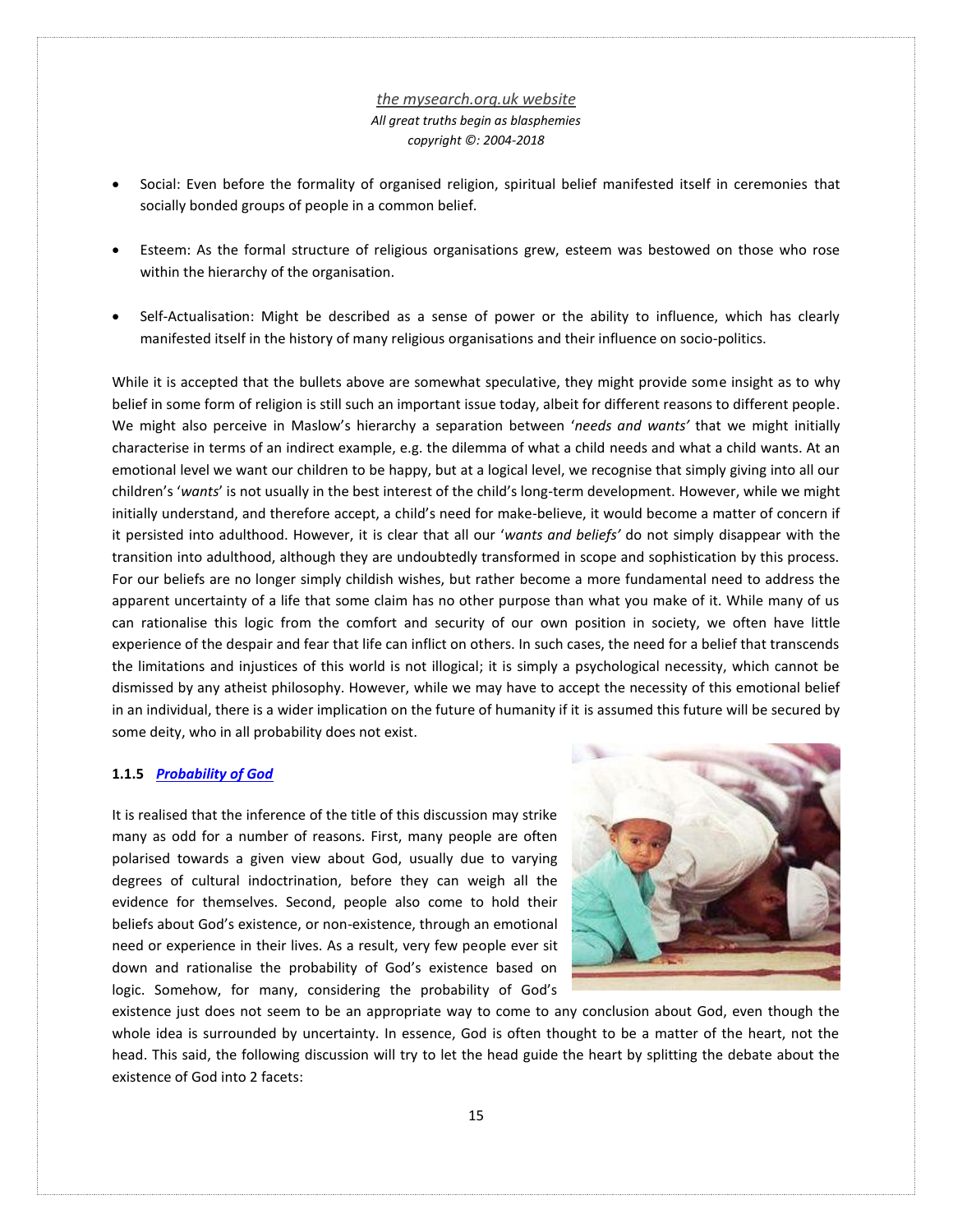- Social: Even before the formality of organised religion, spiritual belief manifested itself in ceremonies that socially bonded groups of people in a common belief.

- Esteem: As the formal structure of religious organisations grew, esteem was bestowed on those who rose within the hierarchy of the organisation.

- Self-Actualisation: Might be described as a sense of power or the ability to influence, which has clearly manifested itself in the history of many religious organisations and their influence on socio-politics.

While it is accepted that the bullets above are somewhat speculative, they might provide some insight as to why belief in some form of religion is still such an important issue today, albeit for different reasons to different people. We might also perceive in Maslow's hierarchy a separation between '*needs and wants'* that we might initially characterise in terms of an indirect example, e.g. the dilemma of what a child needs and what a child wants. At an emotional level we want our children to be happy, but at a logical level, we recognise that simply giving into all our children's '*wants*' is not usually in the best interest of the child's long-term development. However, while we might initially understand, and therefore accept, a child's need for make-believe, it would become a matter of concern if it persisted into adulthood. However, it is clear that all our '*wants and beliefs'* do not simply disappear with the transition into adulthood, although they are undoubtedly transformed in scope and sophistication by this process. For our beliefs are no longer simply childish wishes, but rather become a more fundamental need to address the apparent uncertainty of a life that some claim has no other purpose than what you make of it. While many of us can rationalise this logic from the comfort and security of our own position in society, we often have little experience of the despair and fear that life can inflict on others. In such cases, the need for a belief that transcends the limitations and injustices of this world is not illogical; it is simply a psychological necessity, which cannot be dismissed by any atheist philosophy. However, while we may have to accept the necessity of this emotional belief in an individual, there is a wider implication on the future of humanity if it is assumed this future will be secured by some deity, who in all probability does not exist.

#### 1.1.5 *Probability of God*

It is realised that the inference of the title of this discussion may strike many as odd for a number of reasons. First, many people are often polarised towards a given view about God, usually due to varying degrees of cultural indoctrination, before they can weigh all the evidence for themselves. Second, people also come to hold their beliefs about God's existence, or non-existence, through an emotional need or experience in their lives. As a result, very few people ever sit down and rationalise the probability of God's existence based on logic. Somehow, for many, considering the probability of God's existence just does not seem to be an appropriate way to come to any conclusion about God, even though the whole idea is surrounded by uncertainty. In essence, God is often thought to be a matter of the heart, not the head. This said, the following discussion will try to let the head guide the heart by splitting the debate about the existence of God into 2 facets: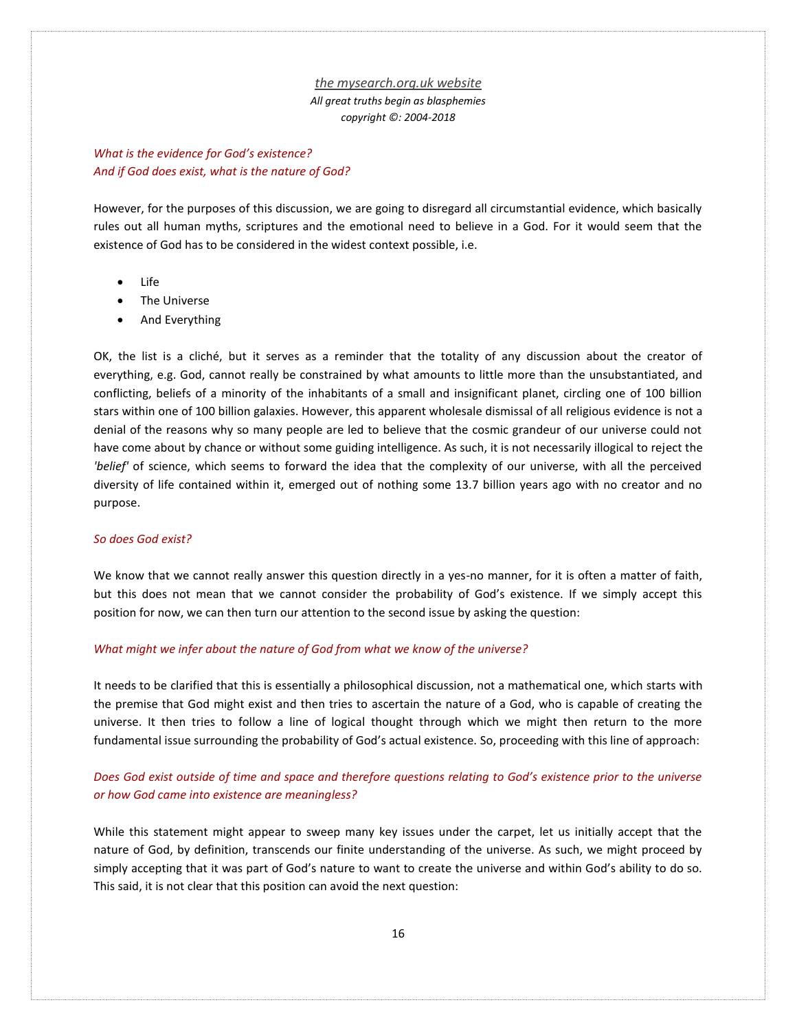*What is the evidence for God's existence?*
*And if God does exist, what is the nature of God?*

However, for the purposes of this discussion, we are going to disregard all circumstantial evidence, which basically rules out all human myths, scriptures and the emotional need to believe in a God. For it would seem that the existence of God has to be considered in the widest context possible, i.e.

- Life
- The Universe
- And Everything

OK, the list is a cliché, but it serves as a reminder that the totality of any discussion about the creator of everything, e.g. God, cannot really be constrained by what amounts to little more than the unsubstantiated, and conflicting, beliefs of a minority of the inhabitants of a small and insignificant planet, circling one of 100 billion stars within one of 100 billion galaxies. However, this apparent wholesale dismissal of all religious evidence is not a denial of the reasons why so many people are led to believe that the cosmic grandeur of our universe could not have come about by chance or without some guiding intelligence. As such, it is not necessarily illogical to reject the *'belief'* of science, which seems to forward the idea that the complexity of our universe, with all the perceived diversity of life contained within it, emerged out of nothing some 13.7 billion years ago with no creator and no purpose.

*So does God exist?*

We know that we cannot really answer this question directly in a yes-no manner, for it is often a matter of faith, but this does not mean that we cannot consider the probability of God's existence. If we simply accept this position for now, we can then turn our attention to the second issue by asking the question:

*What might we infer about the nature of God from what we know of the universe?*

It needs to be clarified that this is essentially a philosophical discussion, not a mathematical one, which starts with the premise that God might exist and then tries to ascertain the nature of a God, who is capable of creating the universe. It then tries to follow a line of logical thought through which we might then return to the more fundamental issue surrounding the probability of God's actual existence. So, proceeding with this line of approach:

*Does God exist outside of time and space and therefore questions relating to God's existence prior to the universe or how God came into existence are meaningless?*

While this statement might appear to sweep many key issues under the carpet, let us initially accept that the nature of God, by definition, transcends our finite understanding of the universe. As such, we might proceed by simply accepting that it was part of God's nature to want to create the universe and within God's ability to do so. This said, it is not clear that this position can avoid the next question: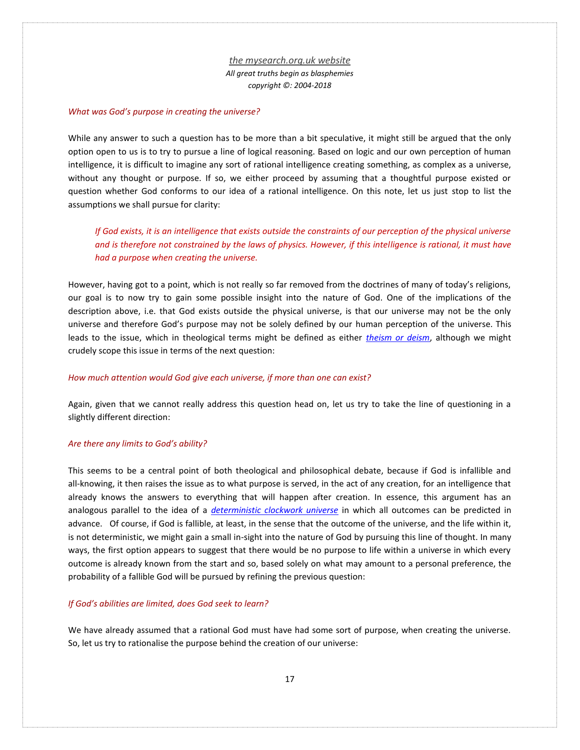*What was God's purpose in creating the universe?*

While any answer to such a question has to be more than a bit speculative, it might still be argued that the only option open to us is to try to pursue a line of logical reasoning. Based on logic and our own perception of human intelligence, it is difficult to imagine any sort of rational intelligence creating something, as complex as a universe, without any thought or purpose. If so, we either proceed by assuming that a thoughtful purpose existed or question whether God conforms to our idea of a rational intelligence. On this note, let us just stop to list the assumptions we shall pursue for clarity:

> *If God exists, it is an intelligence that exists outside the constraints of our perception of the physical universe and is therefore not constrained by the laws of physics. However, if this intelligence is rational, it must have had a purpose when creating the universe.*

However, having got to a point, which is not really so far removed from the doctrines of many of today's religions, our goal is to now try to gain some possible insight into the nature of God. One of the implications of the description above, i.e. that God exists outside the physical universe, is that our universe may not be the only universe and therefore God's purpose may not be solely defined by our human perception of the universe. This leads to the issue, which in theological terms might be defined as either *theism or deism*, although we might crudely scope this issue in terms of the next question:

*How much attention would God give each universe, if more than one can exist?*

Again, given that we cannot really address this question head on, let us try to take the line of questioning in a slightly different direction:

*Are there any limits to God's ability?*

This seems to be a central point of both theological and philosophical debate, because if God is infallible and all-knowing, it then raises the issue as to what purpose is served, in the act of any creation, for an intelligence that already knows the answers to everything that will happen after creation. In essence, this argument has an analogous parallel to the idea of a *deterministic clockwork universe* in which all outcomes can be predicted in advance. Of course, if God is fallible, at least, in the sense that the outcome of the universe, and the life within it, is not deterministic, we might gain a small in-sight into the nature of God by pursuing this line of thought. In many ways, the first option appears to suggest that there would be no purpose to life within a universe in which every outcome is already known from the start and so, based solely on what may amount to a personal preference, the probability of a fallible God will be pursued by refining the previous question:

*If God's abilities are limited, does God seek to learn?*

We have already assumed that a rational God must have had some sort of purpose, when creating the universe. So, let us try to rationalise the purpose behind the creation of our universe: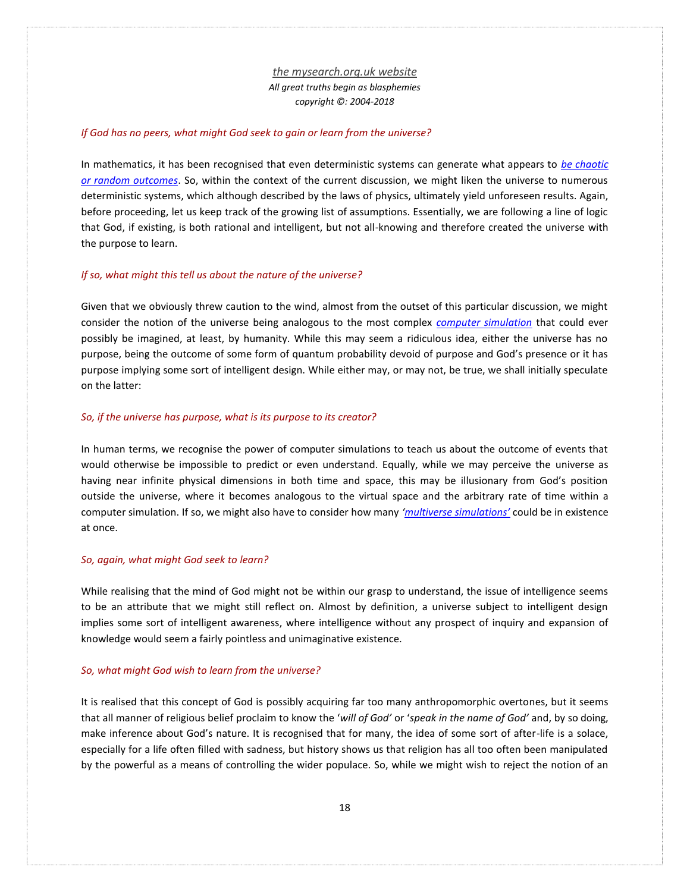*If God has no peers, what might God seek to gain or learn from the universe?*

In mathematics, it has been recognised that even deterministic systems can generate what appears to *be chaotic or random outcomes*. So, within the context of the current discussion, we might liken the universe to numerous deterministic systems, which although described by the laws of physics, ultimately yield unforeseen results. Again, before proceeding, let us keep track of the growing list of assumptions. Essentially, we are following a line of logic that God, if existing, is both rational and intelligent, but not all-knowing and therefore created the universe with the purpose to learn.

*If so, what might this tell us about the nature of the universe?*

Given that we obviously threw caution to the wind, almost from the outset of this particular discussion, we might consider the notion of the universe being analogous to the most complex *computer simulation* that could ever possibly be imagined, at least, by humanity. While this may seem a ridiculous idea, either the universe has no purpose, being the outcome of some form of quantum probability devoid of purpose and God's presence or it has purpose implying some sort of intelligent design. While either may, or may not, be true, we shall initially speculate on the latter:

*So, if the universe has purpose, what is its purpose to its creator?*

In human terms, we recognise the power of computer simulations to teach us about the outcome of events that would otherwise be impossible to predict or even understand. Equally, while we may perceive the universe as having near infinite physical dimensions in both time and space, this may be illusionary from God's position outside the universe, where it becomes analogous to the virtual space and the arbitrary rate of time within a computer simulation. If so, we might also have to consider how many *'multiverse simulations'* could be in existence at once.

*So, again, what might God seek to learn?*

While realising that the mind of God might not be within our grasp to understand, the issue of intelligence seems to be an attribute that we might still reflect on. Almost by definition, a universe subject to intelligent design implies some sort of intelligent awareness, where intelligence without any prospect of inquiry and expansion of knowledge would seem a fairly pointless and unimaginative existence.

*So, what might God wish to learn from the universe?*

It is realised that this concept of God is possibly acquiring far too many anthropomorphic overtones, but it seems that all manner of religious belief proclaim to know the '*will of God*' or '*speak in the name of God*' and, by so doing, make inference about God's nature. It is recognised that for many, the idea of some sort of after-life is a solace, especially for a life often filled with sadness, but history shows us that religion has all too often been manipulated by the powerful as a means of controlling the wider populace. So, while we might wish to reject the notion of an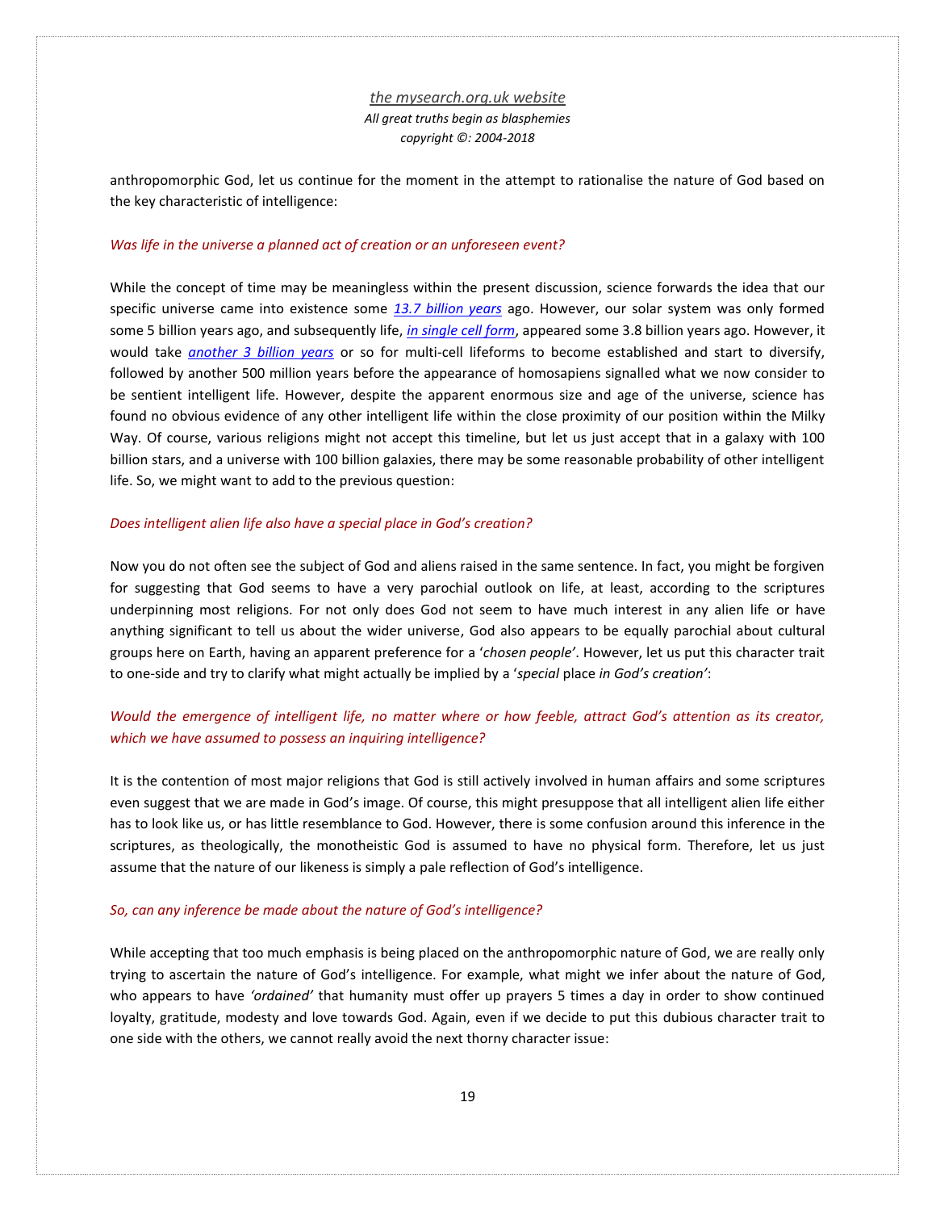anthropomorphic God, let us continue for the moment in the attempt to rationalise the nature of God based on the key characteristic of intelligence:

*Was life in the universe a planned act of creation or an unforeseen event?*

While the concept of time may be meaningless within the present discussion, science forwards the idea that our specific universe came into existence some *13.7 billion years* ago. However, our solar system was only formed some 5 billion years ago, and subsequently life, *in single cell form*, appeared some 3.8 billion years ago. However, it would take *another 3 billion years* or so for multi-cell lifeforms to become established and start to diversify, followed by another 500 million years before the appearance of homosapiens signalled what we now consider to be sentient intelligent life. However, despite the apparent enormous size and age of the universe, science has found no obvious evidence of any other intelligent life within the close proximity of our position within the Milky Way. Of course, various religions might not accept this timeline, but let us just accept that in a galaxy with 100 billion stars, and a universe with 100 billion galaxies, there may be some reasonable probability of other intelligent life. So, we might want to add to the previous question:

*Does intelligent alien life also have a special place in God's creation?*

Now you do not often see the subject of God and aliens raised in the same sentence. In fact, you might be forgiven for suggesting that God seems to have a very parochial outlook on life, at least, according to the scriptures underpinning most religions. For not only does God not seem to have much interest in any alien life or have anything significant to tell us about the wider universe, God also appears to be equally parochial about cultural groups here on Earth, having an apparent preference for a '*chosen people*'. However, let us put this character trait to one-side and try to clarify what might actually be implied by a '*special* place *in God's creation*':

*Would the emergence of intelligent life, no matter where or how feeble, attract God's attention as its creator, which we have assumed to possess an inquiring intelligence?*

It is the contention of most major religions that God is still actively involved in human affairs and some scriptures even suggest that we are made in God's image. Of course, this might presuppose that all intelligent alien life either has to look like us, or has little resemblance to God. However, there is some confusion around this inference in the scriptures, as theologically, the monotheistic God is assumed to have no physical form. Therefore, let us just assume that the nature of our likeness is simply a pale reflection of God's intelligence.

*So, can any inference be made about the nature of God's intelligence?*

While accepting that too much emphasis is being placed on the anthropomorphic nature of God, we are really only trying to ascertain the nature of God's intelligence. For example, what might we infer about the nature of God, who appears to have *'ordained'* that humanity must offer up prayers 5 times a day in order to show continued loyalty, gratitude, modesty and love towards God. Again, even if we decide to put this dubious character trait to one side with the others, we cannot really avoid the next thorny character issue: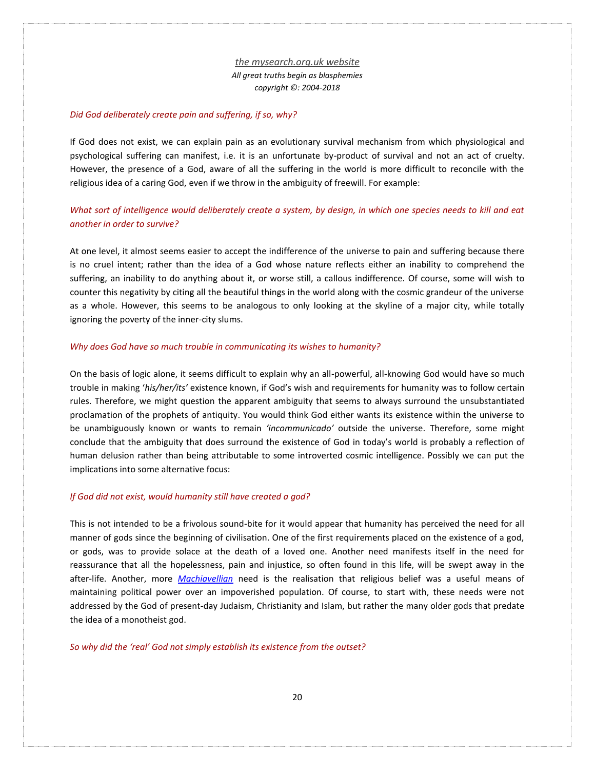*Did God deliberately create pain and suffering, if so, why?*

If God does not exist, we can explain pain as an evolutionary survival mechanism from which physiological and psychological suffering can manifest, i.e. it is an unfortunate by-product of survival and not an act of cruelty. However, the presence of a God, aware of all the suffering in the world is more difficult to reconcile with the religious idea of a caring God, even if we throw in the ambiguity of freewill. For example:

*What sort of intelligence would deliberately create a system, by design, in which one species needs to kill and eat another in order to survive?*

At one level, it almost seems easier to accept the indifference of the universe to pain and suffering because there is no cruel intent; rather than the idea of a God whose nature reflects either an inability to comprehend the suffering, an inability to do anything about it, or worse still, a callous indifference. Of course, some will wish to counter this negativity by citing all the beautiful things in the world along with the cosmic grandeur of the universe as a whole. However, this seems to be analogous to only looking at the skyline of a major city, while totally ignoring the poverty of the inner-city slums.

*Why does God have so much trouble in communicating its wishes to humanity?*

On the basis of logic alone, it seems difficult to explain why an all-powerful, all-knowing God would have so much trouble in making '*his/her/its'* existence known, if God's wish and requirements for humanity was to follow certain rules. Therefore, we might question the apparent ambiguity that seems to always surround the unsubstantiated proclamation of the prophets of antiquity. You would think God either wants its existence within the universe to be unambiguously known or wants to remain *'incommunicado'* outside the universe. Therefore, some might conclude that the ambiguity that does surround the existence of God in today's world is probably a reflection of human delusion rather than being attributable to some introverted cosmic intelligence. Possibly we can put the implications into some alternative focus:

*If God did not exist, would humanity still have created a god?*

This is not intended to be a frivolous sound-bite for it would appear that humanity has perceived the need for all manner of gods since the beginning of civilisation. One of the first requirements placed on the existence of a god, or gods, was to provide solace at the death of a loved one. Another need manifests itself in the need for reassurance that all the hopelessness, pain and injustice, so often found in this life, will be swept away in the after-life. Another, more *Machiavellian* need is the realisation that religious belief was a useful means of maintaining political power over an impoverished population. Of course, to start with, these needs were not addressed by the God of present-day Judaism, Christianity and Islam, but rather the many older gods that predate the idea of a monotheist god.

*So why did the 'real' God not simply establish its existence from the outset?*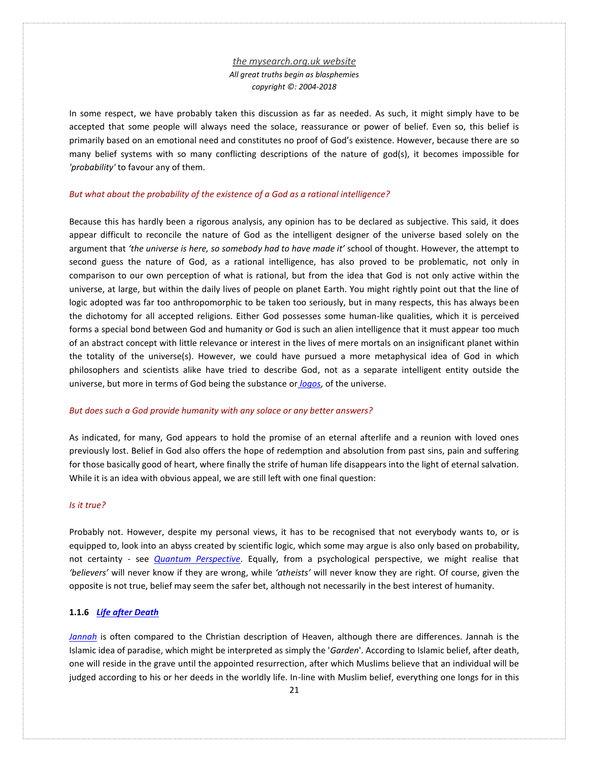In some respect, we have probably taken this discussion as far as needed. As such, it might simply have to be accepted that some people will always need the solace, reassurance or power of belief. Even so, this belief is primarily based on an emotional need and constitutes no proof of God's existence. However, because there are so many belief systems with so many conflicting descriptions of the nature of god(s), it becomes impossible for *'probability'* to favour any of them.

*But what about the probability of the existence of a God as a rational intelligence?*

Because this has hardly been a rigorous analysis, any opinion has to be declared as subjective. This said, it does appear difficult to reconcile the nature of God as the intelligent designer of the universe based solely on the argument that *'the universe is here, so somebody had to have made it'* school of thought. However, the attempt to second guess the nature of God, as a rational intelligence, has also proved to be problematic, not only in comparison to our own perception of what is rational, but from the idea that God is not only active within the universe, at large, but within the daily lives of people on planet Earth. You might rightly point out that the line of logic adopted was far too anthropomorphic to be taken too seriously, but in many respects, this has always been the dichotomy for all accepted religions. Either God possesses some human-like qualities, which it is perceived forms a special bond between God and humanity or God is such an alien intelligence that it must appear too much of an abstract concept with little relevance or interest in the lives of mere mortals on an insignificant planet within the totality of the universe(s). However, we could have pursued a more metaphysical idea of God in which philosophers and scientists alike have tried to describe God, not as a separate intelligent entity outside the universe, but more in terms of God being the substance or *logos*, of the universe.

*But does such a God provide humanity with any solace or any better answers?*

As indicated, for many, God appears to hold the promise of an eternal afterlife and a reunion with loved ones previously lost. Belief in God also offers the hope of redemption and absolution from past sins, pain and suffering for those basically good of heart, where finally the strife of human life disappears into the light of eternal salvation. While it is an idea with obvious appeal, we are still left with one final question:

*Is it true?*

Probably not. However, despite my personal views, it has to be recognised that not everybody wants to, or is equipped to, look into an abyss created by scientific logic, which some may argue is also only based on probability, not certainty - see *Quantum Perspective*. Equally, from a psychological perspective, we might realise that *'believers'* will never know if they are wrong, while *'atheists'* will never know they are right. Of course, given the opposite is not true, belief may seem the safer bet, although not necessarily in the best interest of humanity.

#### 1.1.6 *Life after Death*

*Jannah* is often compared to the Christian description of Heaven, although there are differences. Jannah is the Islamic idea of paradise, which might be interpreted as simply the '*Garden*'. According to Islamic belief, after death, one will reside in the grave until the appointed resurrection, after which Muslims believe that an individual will be judged according to his or her deeds in the worldly life. In-line with Muslim belief, everything one longs for in this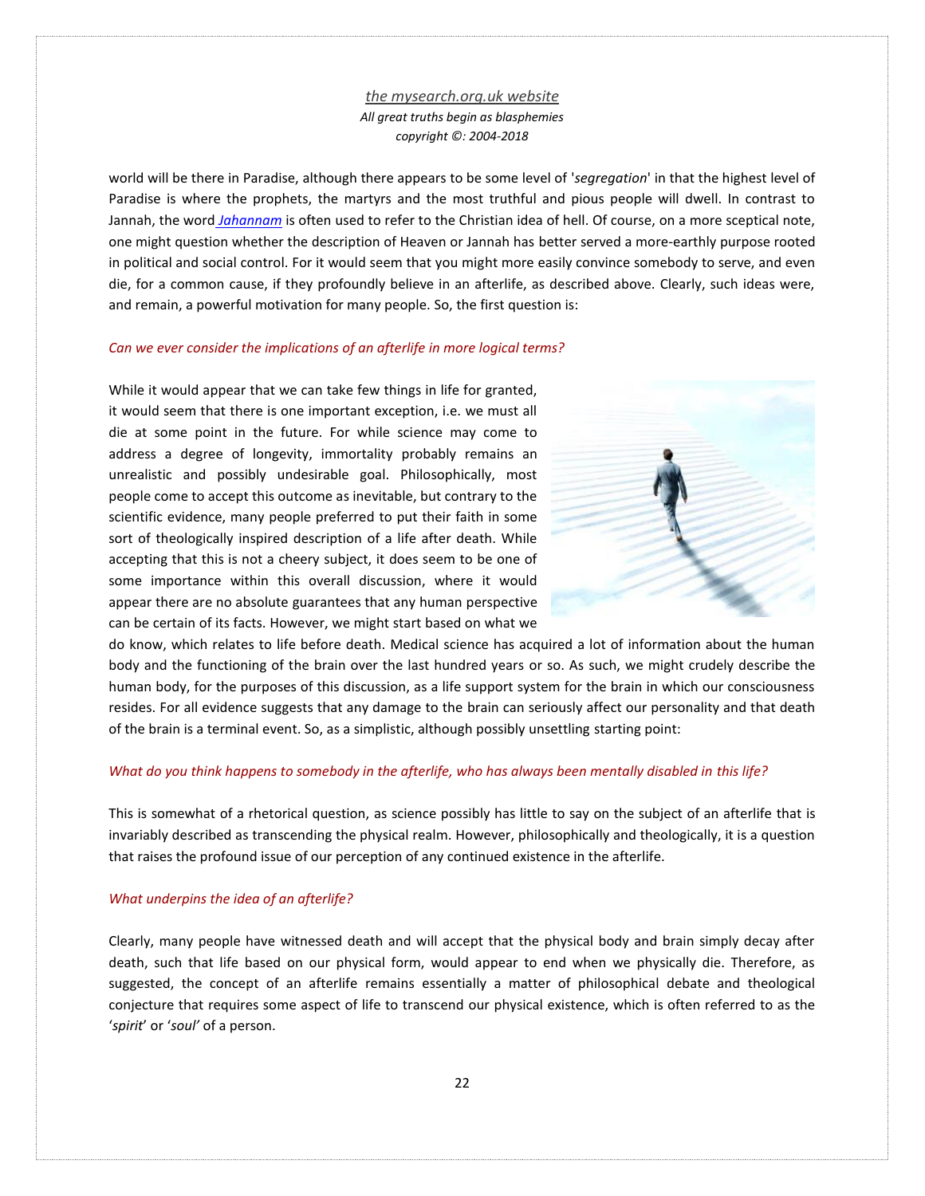world will be there in Paradise, although there appears to be some level of '*segregation*' in that the highest level of Paradise is where the prophets, the martyrs and the most truthful and pious people will dwell. In contrast to Jannah, the word *Jahannam* is often used to refer to the Christian idea of hell. Of course, on a more sceptical note, one might question whether the description of Heaven or Jannah has better served a more-earthly purpose rooted in political and social control. For it would seem that you might more easily convince somebody to serve, and even die, for a common cause, if they profoundly believe in an afterlife, as described above. Clearly, such ideas were, and remain, a powerful motivation for many people. So, the first question is:

*Can we ever consider the implications of an afterlife in more logical terms?*

While it would appear that we can take few things in life for granted, it would seem that there is one important exception, i.e. we must all die at some point in the future. For while science may come to address a degree of longevity, immortality probably remains an unrealistic and possibly undesirable goal. Philosophically, most people come to accept this outcome as inevitable, but contrary to the scientific evidence, many people preferred to put their faith in some sort of theologically inspired description of a life after death. While accepting that this is not a cheery subject, it does seem to be one of some importance within this overall discussion, where it would appear there are no absolute guarantees that any human perspective can be certain of its facts. However, we might start based on what we do know, which relates to life before death. Medical science has acquired a lot of information about the human body and the functioning of the brain over the last hundred years or so. As such, we might crudely describe the human body, for the purposes of this discussion, as a life support system for the brain in which our consciousness resides. For all evidence suggests that any damage to the brain can seriously affect our personality and that death of the brain is a terminal event. So, as a simplistic, although possibly unsettling starting point:

*What do you think happens to somebody in the afterlife, who has always been mentally disabled in this life?*

This is somewhat of a rhetorical question, as science possibly has little to say on the subject of an afterlife that is invariably described as transcending the physical realm. However, philosophically and theologically, it is a question that raises the profound issue of our perception of any continued existence in the afterlife.

*What underpins the idea of an afterlife?*

Clearly, many people have witnessed death and will accept that the physical body and brain simply decay after death, such that life based on our physical form, would appear to end when we physically die. Therefore, as suggested, the concept of an afterlife remains essentially a matter of philosophical debate and theological conjecture that requires some aspect of life to transcend our physical existence, which is often referred to as the '*spirit*' or '*soul*' of a person.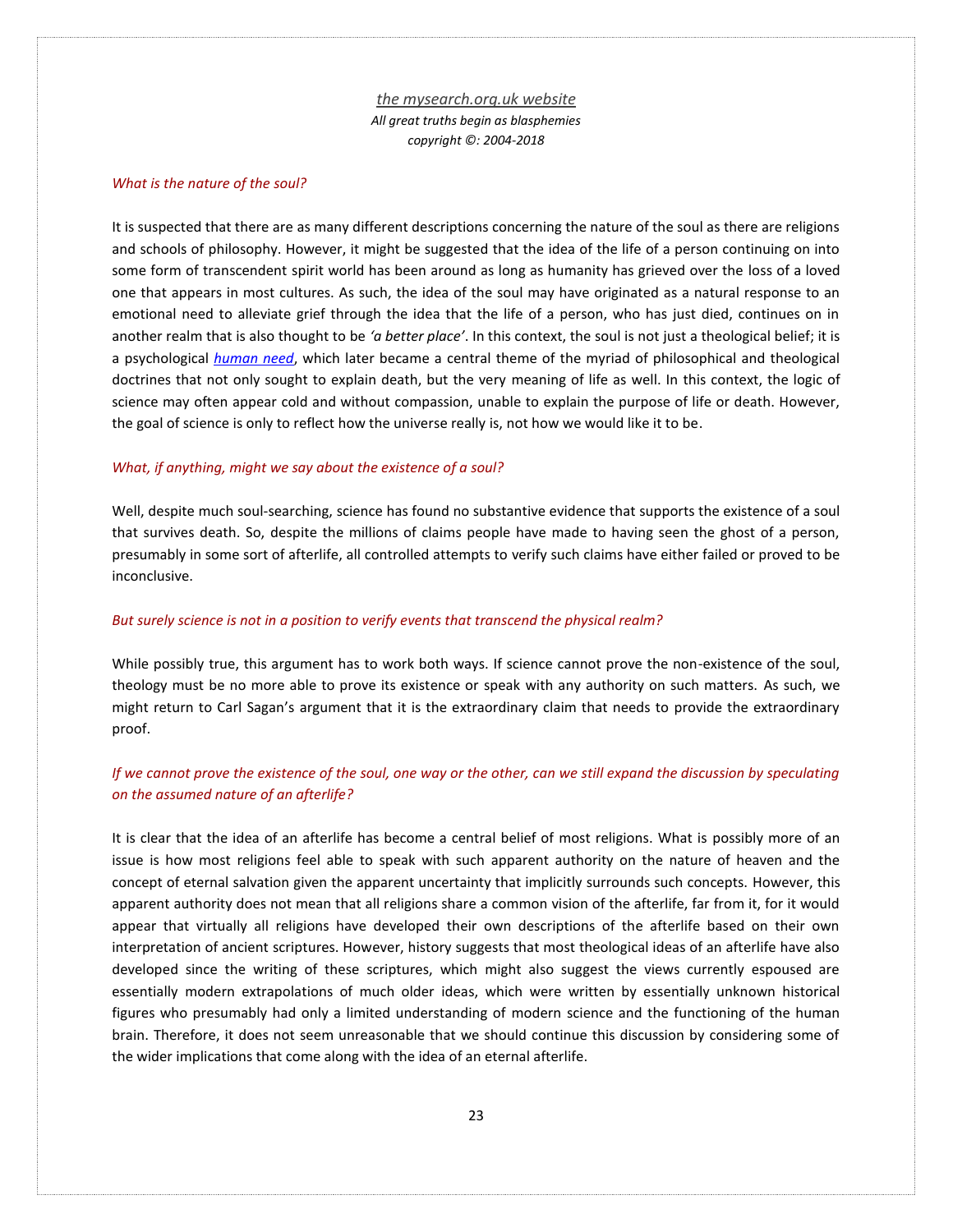*What is the nature of the soul?*

It is suspected that there are as many different descriptions concerning the nature of the soul as there are religions and schools of philosophy. However, it might be suggested that the idea of the life of a person continuing on into some form of transcendent spirit world has been around as long as humanity has grieved over the loss of a loved one that appears in most cultures. As such, the idea of the soul may have originated as a natural response to an emotional need to alleviate grief through the idea that the life of a person, who has just died, continues on in another realm that is also thought to be *'a better place'*. In this context, the soul is not just a theological belief; it is a psychological *human need*, which later became a central theme of the myriad of philosophical and theological doctrines that not only sought to explain death, but the very meaning of life as well. In this context, the logic of science may often appear cold and without compassion, unable to explain the purpose of life or death. However, the goal of science is only to reflect how the universe really is, not how we would like it to be.

*What, if anything, might we say about the existence of a soul?*

Well, despite much soul-searching, science has found no substantive evidence that supports the existence of a soul that survives death. So, despite the millions of claims people have made to having seen the ghost of a person, presumably in some sort of afterlife, all controlled attempts to verify such claims have either failed or proved to be inconclusive.

*But surely science is not in a position to verify events that transcend the physical realm?*

While possibly true, this argument has to work both ways. If science cannot prove the non-existence of the soul, theology must be no more able to prove its existence or speak with any authority on such matters. As such, we might return to Carl Sagan's argument that it is the extraordinary claim that needs to provide the extraordinary proof.

*If we cannot prove the existence of the soul, one way or the other, can we still expand the discussion by speculating on the assumed nature of an afterlife?*

It is clear that the idea of an afterlife has become a central belief of most religions. What is possibly more of an issue is how most religions feel able to speak with such apparent authority on the nature of heaven and the concept of eternal salvation given the apparent uncertainty that implicitly surrounds such concepts. However, this apparent authority does not mean that all religions share a common vision of the afterlife, far from it, for it would appear that virtually all religions have developed their own descriptions of the afterlife based on their own interpretation of ancient scriptures. However, history suggests that most theological ideas of an afterlife have also developed since the writing of these scriptures, which might also suggest the views currently espoused are essentially modern extrapolations of much older ideas, which were written by essentially unknown historical figures who presumably had only a limited understanding of modern science and the functioning of the human brain. Therefore, it does not seem unreasonable that we should continue this discussion by considering some of the wider implications that come along with the idea of an eternal afterlife.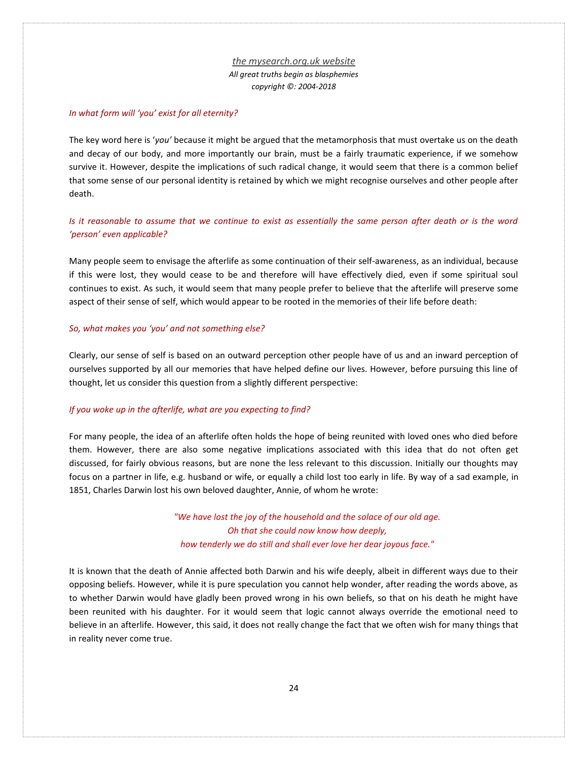*In what form will 'you' exist for all eternity?*

The key word here is '*you'* because it might be argued that the metamorphosis that must overtake us on the death and decay of our body, and more importantly our brain, must be a fairly traumatic experience, if we somehow survive it. However, despite the implications of such radical change, it would seem that there is a common belief that some sense of our personal identity is retained by which we might recognise ourselves and other people after death.

*Is it reasonable to assume that we continue to exist as essentially the same person after death or is the word 'person' even applicable?*

Many people seem to envisage the afterlife as some continuation of their self-awareness, as an individual, because if this were lost, they would cease to be and therefore will have effectively died, even if some spiritual soul continues to exist. As such, it would seem that many people prefer to believe that the afterlife will preserve some aspect of their sense of self, which would appear to be rooted in the memories of their life before death:

*So, what makes you 'you' and not something else?*

Clearly, our sense of self is based on an outward perception other people have of us and an inward perception of ourselves supported by all our memories that have helped define our lives. However, before pursuing this line of thought, let us consider this question from a slightly different perspective:

*If you woke up in the afterlife, what are you expecting to find?*

For many people, the idea of an afterlife often holds the hope of being reunited with loved ones who died before them. However, there are also some negative implications associated with this idea that do not often get discussed, for fairly obvious reasons, but are none the less relevant to this discussion. Initially our thoughts may focus on a partner in life, e.g. husband or wife, or equally a child lost too early in life. By way of a sad example, in 1851, Charles Darwin lost his own beloved daughter, Annie, of whom he wrote:

> *"We have lost the joy of the household and the solace of our old age.*
> *Oh that she could now know how deeply,*
> *how tenderly we do still and shall ever love her dear joyous face."*

It is known that the death of Annie affected both Darwin and his wife deeply, albeit in different ways due to their opposing beliefs. However, while it is pure speculation you cannot help wonder, after reading the words above, as to whether Darwin would have gladly been proved wrong in his own beliefs, so that on his death he might have been reunited with his daughter. For it would seem that logic cannot always override the emotional need to believe in an afterlife. However, this said, it does not really change the fact that we often wish for many things that in reality never come true.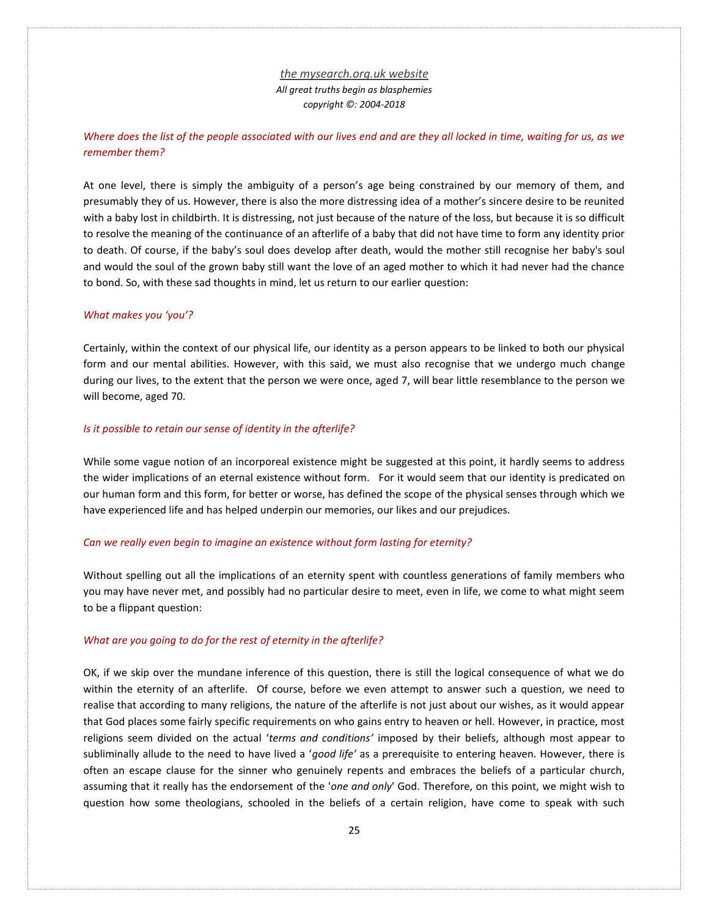*Where does the list of the people associated with our lives end and are they all locked in time, waiting for us, as we remember them?*

At one level, there is simply the ambiguity of a person's age being constrained by our memory of them, and presumably they of us. However, there is also the more distressing idea of a mother's sincere desire to be reunited with a baby lost in childbirth. It is distressing, not just because of the nature of the loss, but because it is so difficult to resolve the meaning of the continuance of an afterlife of a baby that did not have time to form any identity prior to death. Of course, if the baby's soul does develop after death, would the mother still recognise her baby's soul and would the soul of the grown baby still want the love of an aged mother to which it had never had the chance to bond. So, with these sad thoughts in mind, let us return to our earlier question:

*What makes you 'you'?*

Certainly, within the context of our physical life, our identity as a person appears to be linked to both our physical form and our mental abilities. However, with this said, we must also recognise that we undergo much change during our lives, to the extent that the person we were once, aged 7, will bear little resemblance to the person we will become, aged 70.

*Is it possible to retain our sense of identity in the afterlife?*

While some vague notion of an incorporeal existence might be suggested at this point, it hardly seems to address the wider implications of an eternal existence without form. For it would seem that our identity is predicated on our human form and this form, for better or worse, has defined the scope of the physical senses through which we have experienced life and has helped underpin our memories, our likes and our prejudices.

*Can we really even begin to imagine an existence without form lasting for eternity?*

Without spelling out all the implications of an eternity spent with countless generations of family members who you may have never met, and possibly had no particular desire to meet, even in life, we come to what might seem to be a flippant question:

*What are you going to do for the rest of eternity in the afterlife?*

OK, if we skip over the mundane inference of this question, there is still the logical consequence of what we do within the eternity of an afterlife. Of course, before we even attempt to answer such a question, we need to realise that according to many religions, the nature of the afterlife is not just about our wishes, as it would appear that God places some fairly specific requirements on who gains entry to heaven or hell. However, in practice, most religions seem divided on the actual '*terms and conditions'* imposed by their beliefs, although most appear to subliminally allude to the need to have lived a '*good life'* as a prerequisite to entering heaven. However, there is often an escape clause for the sinner who genuinely repents and embraces the beliefs of a particular church, assuming that it really has the endorsement of the '*one and only*' God. Therefore, on this point, we might wish to question how some theologians, schooled in the beliefs of a certain religion, have come to speak with such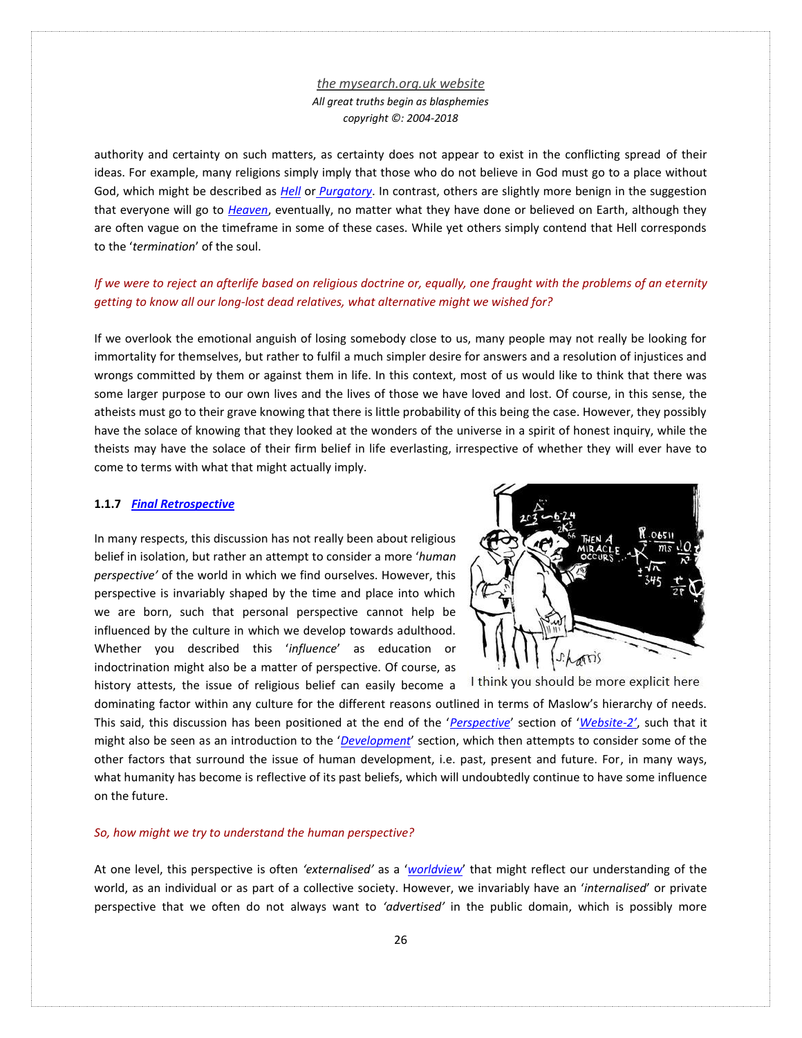authority and certainty on such matters, as certainty does not appear to exist in the conflicting spread of their ideas. For example, many religions simply imply that those who do not believe in God must go to a place without God, which might be described as [Hell](#) or [Purgatory](#). In contrast, others are slightly more benign in the suggestion that everyone will go to [Heaven](#), eventually, no matter what they have done or believed on Earth, although they are often vague on the timeframe in some of these cases. While yet others simply contend that Hell corresponds to the '*termination*' of the soul.

*If we were to reject an afterlife based on religious doctrine or, equally, one fraught with the problems of an eternity getting to know all our long-lost dead relatives, what alternative might we wished for?*

If we overlook the emotional anguish of losing somebody close to us, many people may not really be looking for immortality for themselves, but rather to fulfil a much simpler desire for answers and a resolution of injustices and wrongs committed by them or against them in life. In this context, most of us would like to think that there was some larger purpose to our own lives and the lives of those we have loved and lost. Of course, in this sense, the atheists must go to their grave knowing that there is little probability of this being the case. However, they possibly have the solace of knowing that they looked at the wonders of the universe in a spirit of honest inquiry, while the theists may have the solace of their firm belief in life everlasting, irrespective of whether they will ever have to come to terms with what that might actually imply.

### 1.1.7 [Final Retrospective](#)

In many respects, this discussion has not really been about religious belief in isolation, but rather an attempt to consider a more '*human perspective'* of the world in which we find ourselves. However, this perspective is invariably shaped by the time and place into which we are born, such that personal perspective cannot help be influenced by the culture in which we develop towards adulthood. Whether you described this '*influence*' as education or indoctrination might also be a matter of perspective. Of course, as history attests, the issue of religious belief can easily become a dominating factor within any culture for the different reasons outlined in terms of Maslow's hierarchy of needs. This said, this discussion has been positioned at the end of the '[Perspective](#)' section of '[Website-2'](#), such that it might also be seen as an introduction to the '[Development](#)' section, which then attempts to consider some of the other factors that surround the issue of human development, i.e. past, present and future. For, in many ways, what humanity has become is reflective of its past beliefs, which will undoubtedly continue to have some influence on the future.

I think you should be more explicit here

*So, how might we try to understand the human perspective?*

At one level, this perspective is often *'externalised'* as a '[worldview](#)' that might reflect our understanding of the world, as an individual or as part of a collective society. However, we invariably have an '*internalised*' or private perspective that we often do not always want to *'advertised'* in the public domain, which is possibly more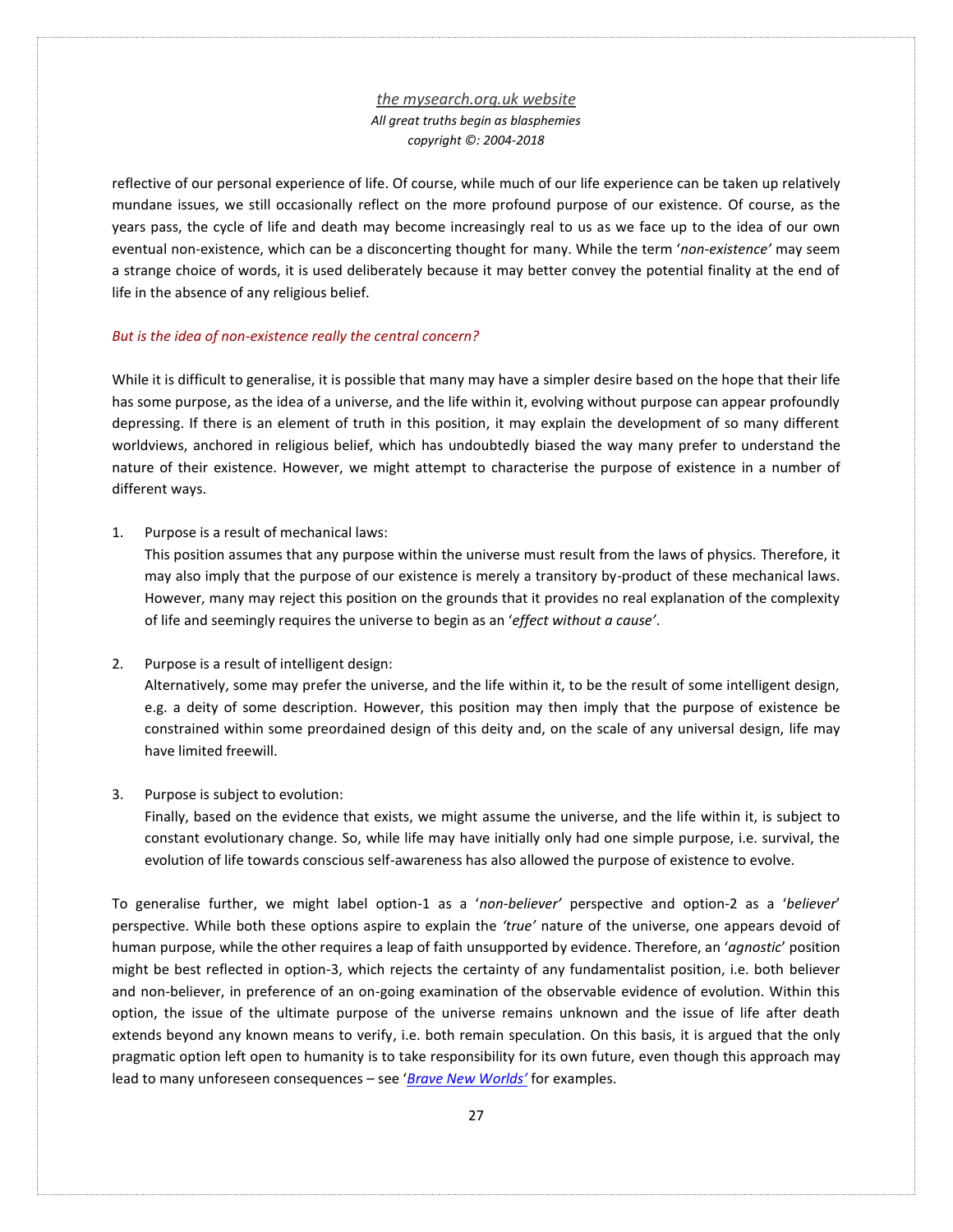reflective of our personal experience of life. Of course, while much of our life experience can be taken up relatively mundane issues, we still occasionally reflect on the more profound purpose of our existence. Of course, as the years pass, the cycle of life and death may become increasingly real to us as we face up to the idea of our own eventual non-existence, which can be a disconcerting thought for many. While the term '*non-existence'* may seem a strange choice of words, it is used deliberately because it may better convey the potential finality at the end of life in the absence of any religious belief.

*But is the idea of non-existence really the central concern?*

While it is difficult to generalise, it is possible that many may have a simpler desire based on the hope that their life has some purpose, as the idea of a universe, and the life within it, evolving without purpose can appear profoundly depressing. If there is an element of truth in this position, it may explain the development of so many different worldviews, anchored in religious belief, which has undoubtedly biased the way many prefer to understand the nature of their existence. However, we might attempt to characterise the purpose of existence in a number of different ways.

1. Purpose is a result of mechanical laws:
   This position assumes that any purpose within the universe must result from the laws of physics. Therefore, it may also imply that the purpose of our existence is merely a transitory by-product of these mechanical laws. However, many may reject this position on the grounds that it provides no real explanation of the complexity of life and seemingly requires the universe to begin as an '*effect without a cause'*.

2. Purpose is a result of intelligent design:
   Alternatively, some may prefer the universe, and the life within it, to be the result of some intelligent design, e.g. a deity of some description. However, this position may then imply that the purpose of existence be constrained within some preordained design of this deity and, on the scale of any universal design, life may have limited freewill.

3. Purpose is subject to evolution:
   Finally, based on the evidence that exists, we might assume the universe, and the life within it, is subject to constant evolutionary change. So, while life may have initially only had one simple purpose, i.e. survival, the evolution of life towards conscious self-awareness has also allowed the purpose of existence to evolve.

To generalise further, we might label option-1 as a '*non-believer'* perspective and option-2 as a '*believer*' perspective. While both these options aspire to explain the *'true'* nature of the universe, one appears devoid of human purpose, while the other requires a leap of faith unsupported by evidence. Therefore, an '*agnostic*' position might be best reflected in option-3, which rejects the certainty of any fundamentalist position, i.e. both believer and non-believer, in preference of an on-going examination of the observable evidence of evolution. Within this option, the issue of the ultimate purpose of the universe remains unknown and the issue of life after death extends beyond any known means to verify, i.e. both remain speculation. On this basis, it is argued that the only pragmatic option left open to humanity is to take responsibility for its own future, even though this approach may lead to many unforeseen consequences – see '*Brave New Worlds'* for examples.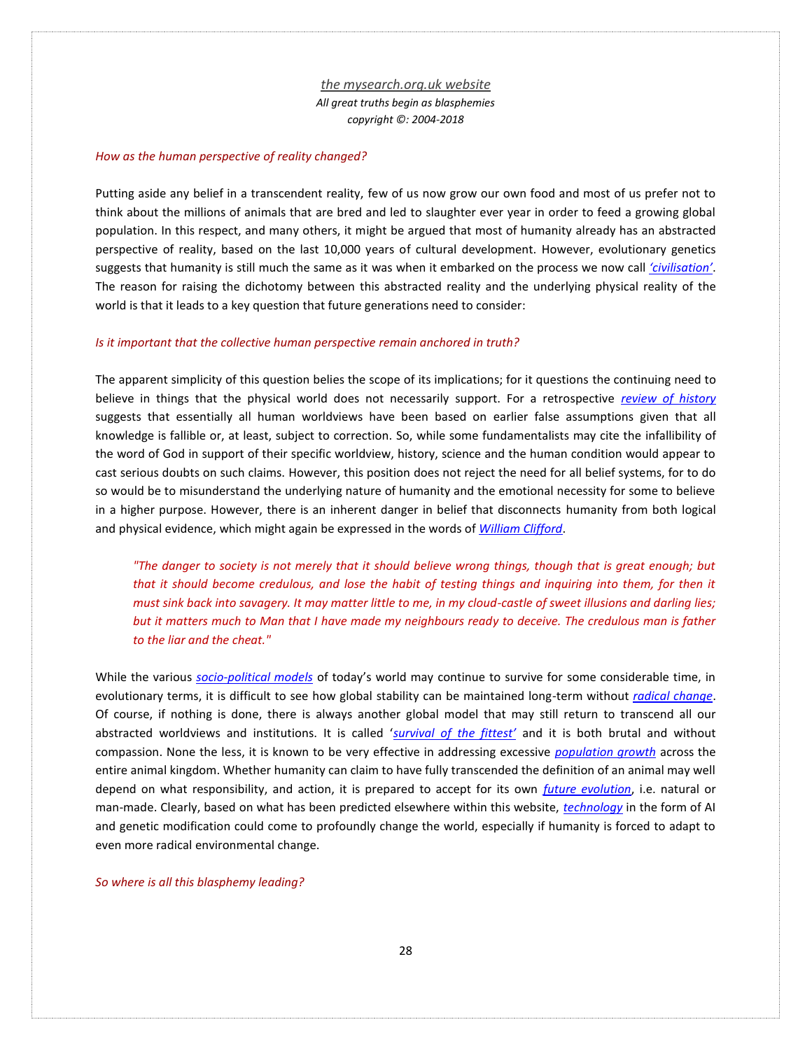*How as the human perspective of reality changed?*

Putting aside any belief in a transcendent reality, few of us now grow our own food and most of us prefer not to think about the millions of animals that are bred and led to slaughter ever year in order to feed a growing global population. In this respect, and many others, it might be argued that most of humanity already has an abstracted perspective of reality, based on the last 10,000 years of cultural development. However, evolutionary genetics suggests that humanity is still much the same as it was when it embarked on the process we now call *'civilisation'*. The reason for raising the dichotomy between this abstracted reality and the underlying physical reality of the world is that it leads to a key question that future generations need to consider:

*Is it important that the collective human perspective remain anchored in truth?*

The apparent simplicity of this question belies the scope of its implications; for it questions the continuing need to believe in things that the physical world does not necessarily support. For a retrospective *review of history* suggests that essentially all human worldviews have been based on earlier false assumptions given that all knowledge is fallible or, at least, subject to correction. So, while some fundamentalists may cite the infallibility of the word of God in support of their specific worldview, history, science and the human condition would appear to cast serious doubts on such claims. However, this position does not reject the need for all belief systems, for to do so would be to misunderstand the underlying nature of humanity and the emotional necessity for some to believe in a higher purpose. However, there is an inherent danger in belief that disconnects humanity from both logical and physical evidence, which might again be expressed in the words of *William Clifford*.

> *"The danger to society is not merely that it should believe wrong things, though that is great enough; but that it should become credulous, and lose the habit of testing things and inquiring into them, for then it must sink back into savagery. It may matter little to me, in my cloud-castle of sweet illusions and darling lies; but it matters much to Man that I have made my neighbours ready to deceive. The credulous man is father to the liar and the cheat."*

While the various *socio-political models* of today's world may continue to survive for some considerable time, in evolutionary terms, it is difficult to see how global stability can be maintained long-term without *radical change*. Of course, if nothing is done, there is always another global model that may still return to transcend all our abstracted worldviews and institutions. It is called '*survival of the fittest'* and it is both brutal and without compassion. None the less, it is known to be very effective in addressing excessive *population growth* across the entire animal kingdom. Whether humanity can claim to have fully transcended the definition of an animal may well depend on what responsibility, and action, it is prepared to accept for its own *future evolution*, i.e. natural or man-made. Clearly, based on what has been predicted elsewhere within this website, *technology* in the form of AI and genetic modification could come to profoundly change the world, especially if humanity is forced to adapt to even more radical environmental change.

*So where is all this blasphemy leading?*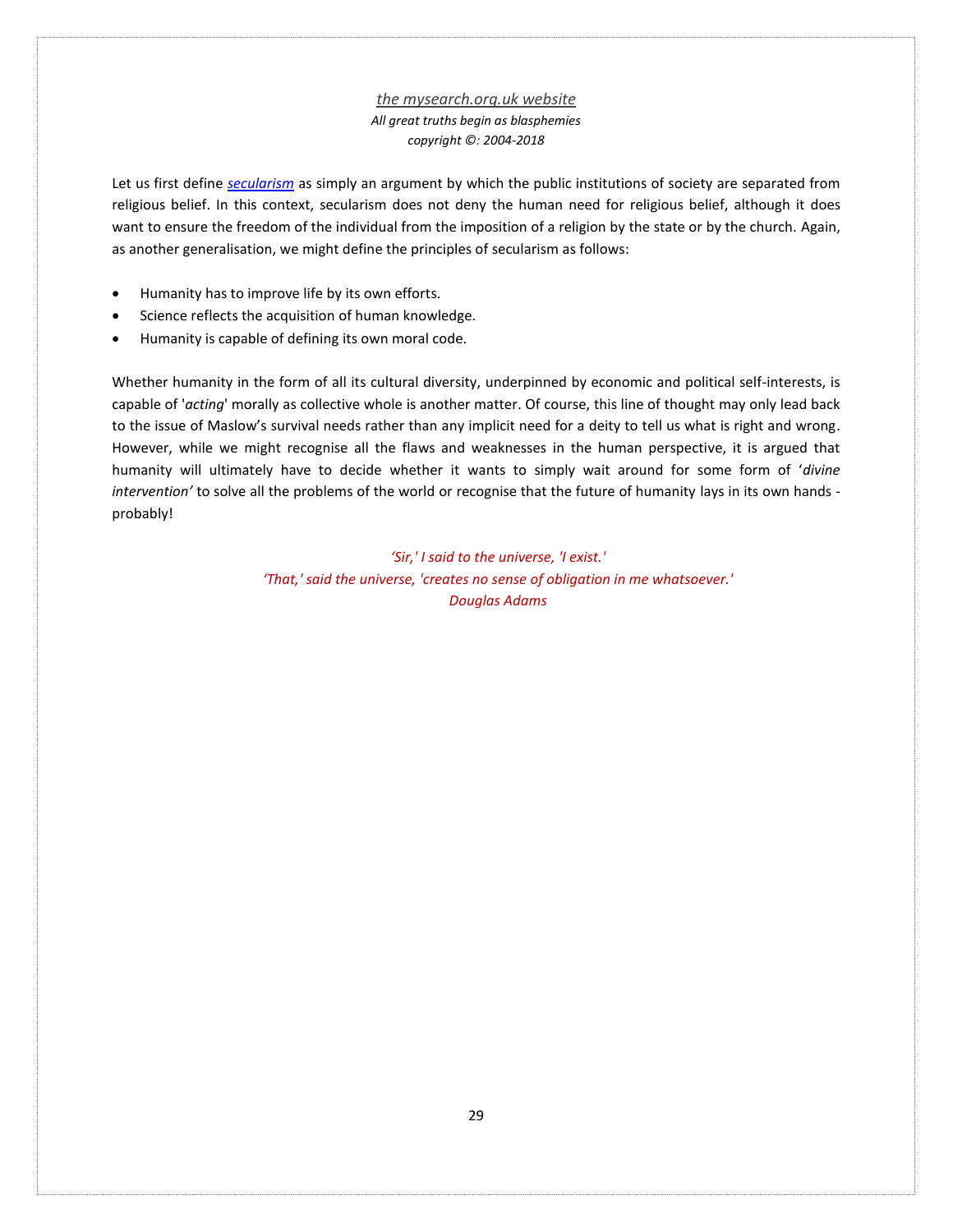Let us first define *secularism* as simply an argument by which the public institutions of society are separated from religious belief. In this context, secularism does not deny the human need for religious belief, although it does want to ensure the freedom of the individual from the imposition of a religion by the state or by the church. Again, as another generalisation, we might define the principles of secularism as follows:

- Humanity has to improve life by its own efforts.
- Science reflects the acquisition of human knowledge.
- Humanity is capable of defining its own moral code.

Whether humanity in the form of all its cultural diversity, underpinned by economic and political self-interests, is capable of '*acting*' morally as collective whole is another matter. Of course, this line of thought may only lead back to the issue of Maslow's survival needs rather than any implicit need for a deity to tell us what is right and wrong. However, while we might recognise all the flaws and weaknesses in the human perspective, it is argued that humanity will ultimately have to decide whether it wants to simply wait around for some form of '*divine intervention'* to solve all the problems of the world or recognise that the future of humanity lays in its own hands - probably!

*'Sir,' I said to the universe, 'I exist.'*
*'That,' said the universe, 'creates no sense of obligation in me whatsoever.'*
*Douglas Adams*